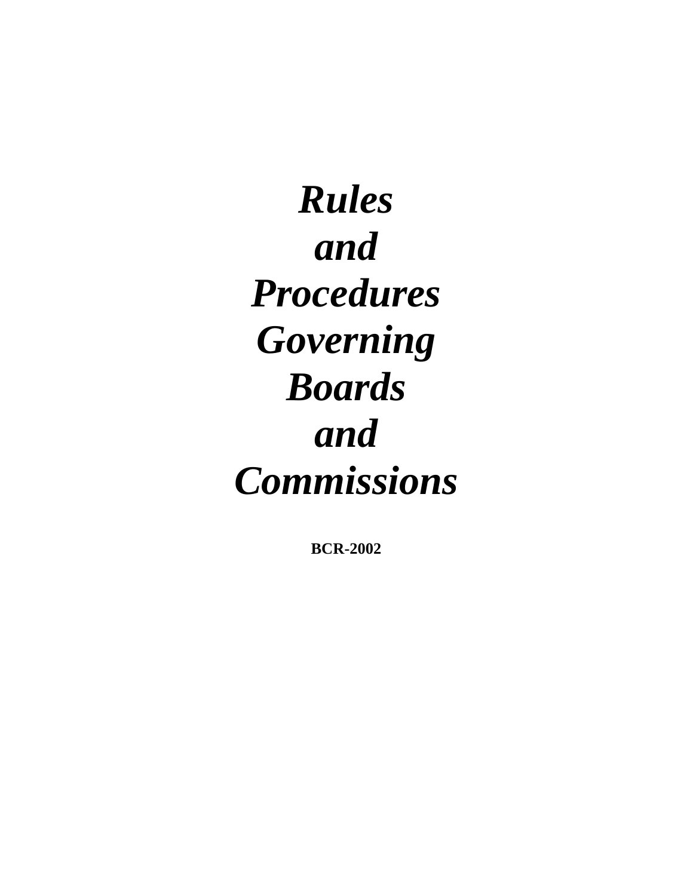# *Rules and Procedures Governing Boards and Commissions*

**BCR-2002**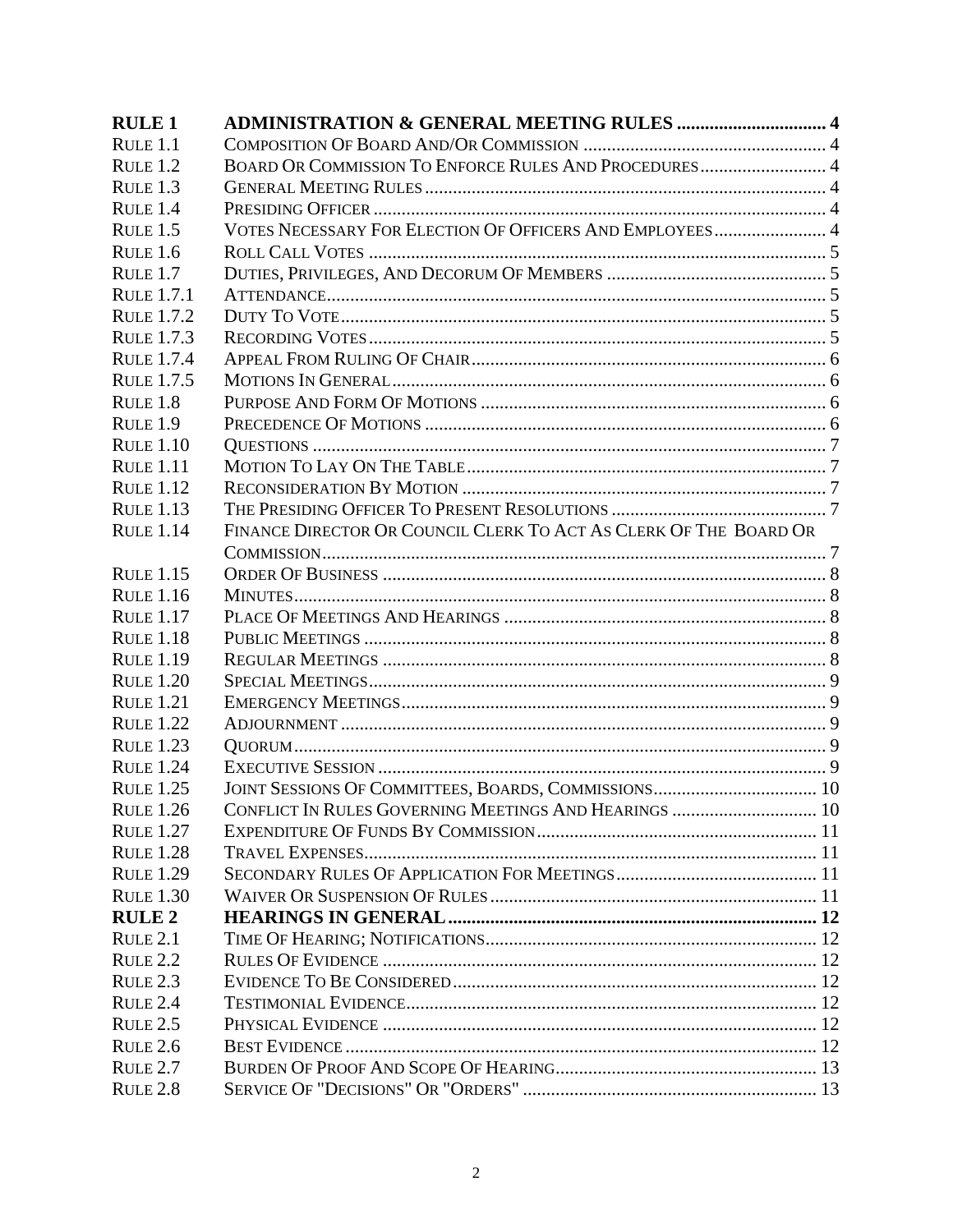| | | |
|---|---|---|
| **RULE 1** | **ADMINISTRATION & GENERAL MEETING RULES** | **4** |
| RULE 1.1 | COMPOSITION OF BOARD AND/OR COMMISSION | 4 |
| RULE 1.2 | BOARD OR COMMISSION TO ENFORCE RULES AND PROCEDURES | 4 |
| RULE 1.3 | GENERAL MEETING RULES | 4 |
| RULE 1.4 | PRESIDING OFFICER | 4 |
| RULE 1.5 | VOTES NECESSARY FOR ELECTION OF OFFICERS AND EMPLOYEES | 4 |
| RULE 1.6 | ROLL CALL VOTES | 5 |
| RULE 1.7 | DUTIES, PRIVILEGES, AND DECORUM OF MEMBERS | 5 |
| RULE 1.7.1 | ATTENDANCE | 5 |
| RULE 1.7.2 | DUTY TO VOTE | 5 |
| RULE 1.7.3 | RECORDING VOTES | 5 |
| RULE 1.7.4 | APPEAL FROM RULING OF CHAIR | 6 |
| RULE 1.7.5 | MOTIONS IN GENERAL | 6 |
| RULE 1.8 | PURPOSE AND FORM OF MOTIONS | 6 |
| RULE 1.9 | PRECEDENCE OF MOTIONS | 6 |
| RULE 1.10 | QUESTIONS | 7 |
| RULE 1.11 | MOTION TO LAY ON THE TABLE | 7 |
| RULE 1.12 | RECONSIDERATION BY MOTION | 7 |
| RULE 1.13 | THE PRESIDING OFFICER TO PRESENT RESOLUTIONS | 7 |
| RULE 1.14 | FINANCE DIRECTOR OR COUNCIL CLERK TO ACT AS CLERK OF THE BOARD OR COMMISSION | 7 |
| RULE 1.15 | ORDER OF BUSINESS | 8 |
| RULE 1.16 | MINUTES | 8 |
| RULE 1.17 | PLACE OF MEETINGS AND HEARINGS | 8 |
| RULE 1.18 | PUBLIC MEETINGS | 8 |
| RULE 1.19 | REGULAR MEETINGS | 8 |
| RULE 1.20 | SPECIAL MEETINGS | 9 |
| RULE 1.21 | EMERGENCY MEETINGS | 9 |
| RULE 1.22 | ADJOURNMENT | 9 |
| RULE 1.23 | QUORUM | 9 |
| RULE 1.24 | EXECUTIVE SESSION | 9 |
| RULE 1.25 | JOINT SESSIONS OF COMMITTEES, BOARDS, COMMISSIONS | 10 |
| RULE 1.26 | CONFLICT IN RULES GOVERNING MEETINGS AND HEARINGS | 10 |
| RULE 1.27 | EXPENDITURE OF FUNDS BY COMMISSION | 11 |
| RULE 1.28 | TRAVEL EXPENSES | 11 |
| RULE 1.29 | SECONDARY RULES OF APPLICATION FOR MEETINGS | 11 |
| RULE 1.30 | WAIVER OR SUSPENSION OF RULES | 11 |
| **RULE 2** | **HEARINGS IN GENERAL** | **12** |
| RULE 2.1 | TIME OF HEARING; NOTIFICATIONS | 12 |
| RULE 2.2 | RULES OF EVIDENCE | 12 |
| RULE 2.3 | EVIDENCE TO BE CONSIDERED | 12 |
| RULE 2.4 | TESTIMONIAL EVIDENCE | 12 |
| RULE 2.5 | PHYSICAL EVIDENCE | 12 |
| RULE 2.6 | BEST EVIDENCE | 12 |
| RULE 2.7 | BURDEN OF PROOF AND SCOPE OF HEARING | 13 |
| RULE 2.8 | SERVICE OF "DECISIONS" OR "ORDERS" | 13 |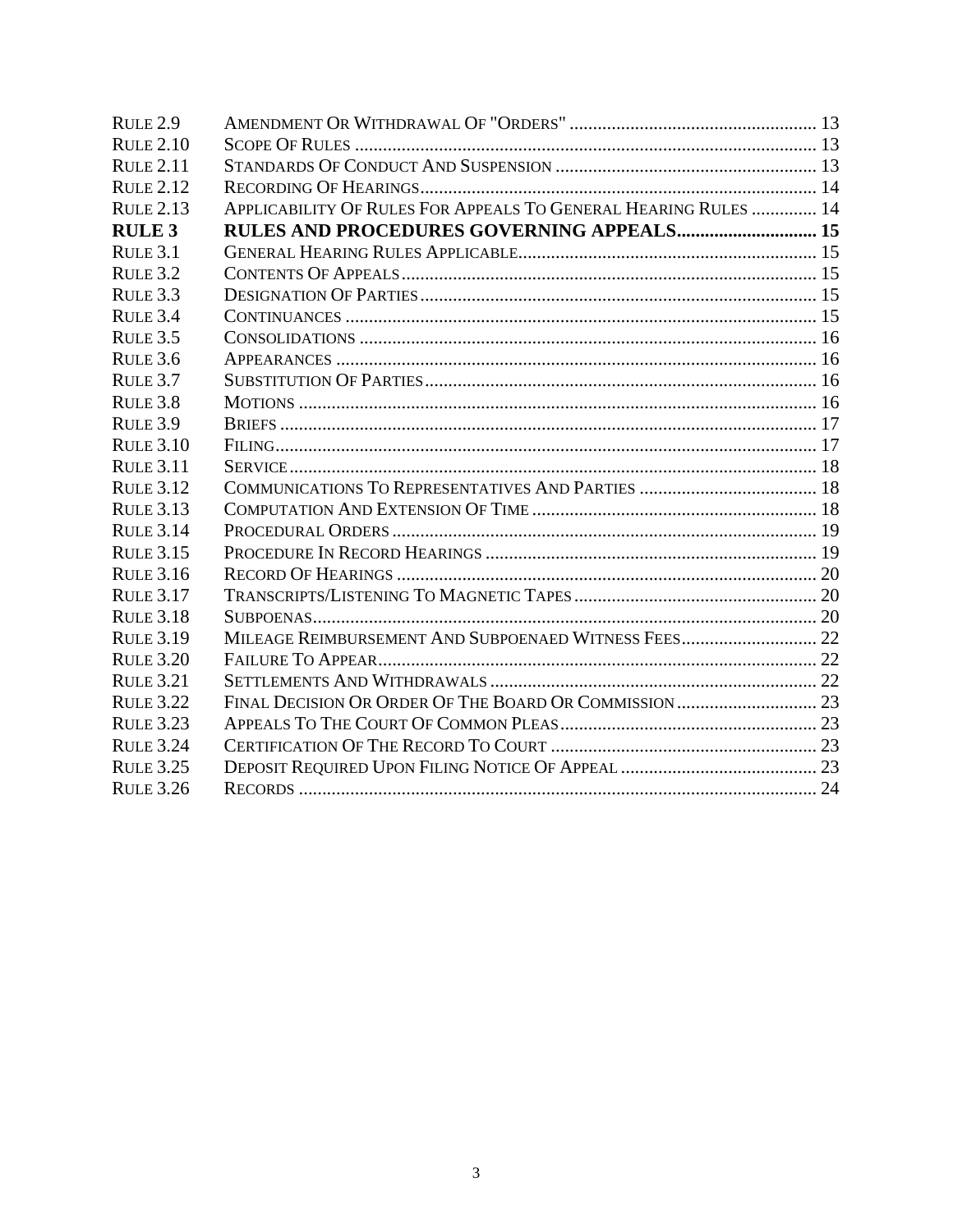| | | |
|---|---|---|
| Rule 2.9 | Amendment Or Withdrawal Of "Orders" | 13 |
| Rule 2.10 | Scope Of Rules | 13 |
| Rule 2.11 | Standards Of Conduct And Suspension | 13 |
| Rule 2.12 | Recording Of Hearings | 14 |
| Rule 2.13 | Applicability Of Rules For Appeals To General Hearing Rules | 14 |
| **RULE 3** | **RULES AND PROCEDURES GOVERNING APPEALS** | **15** |
| Rule 3.1 | General Hearing Rules Applicable | 15 |
| Rule 3.2 | Contents Of Appeals | 15 |
| Rule 3.3 | Designation Of Parties | 15 |
| Rule 3.4 | Continuances | 15 |
| Rule 3.5 | Consolidations | 16 |
| Rule 3.6 | Appearances | 16 |
| Rule 3.7 | Substitution Of Parties | 16 |
| Rule 3.8 | Motions | 16 |
| Rule 3.9 | Briefs | 17 |
| Rule 3.10 | Filing | 17 |
| Rule 3.11 | Service | 18 |
| Rule 3.12 | Communications To Representatives And Parties | 18 |
| Rule 3.13 | Computation And Extension Of Time | 18 |
| Rule 3.14 | Procedural Orders | 19 |
| Rule 3.15 | Procedure In Record Hearings | 19 |
| Rule 3.16 | Record Of Hearings | 20 |
| Rule 3.17 | Transcripts/Listening To Magnetic Tapes | 20 |
| Rule 3.18 | Subpoenas | 20 |
| Rule 3.19 | Mileage Reimbursement And Subpoenaed Witness Fees | 22 |
| Rule 3.20 | Failure To Appear | 22 |
| Rule 3.21 | Settlements And Withdrawals | 22 |
| Rule 3.22 | Final Decision Or Order Of The Board Or Commission | 23 |
| Rule 3.23 | Appeals To The Court Of Common Pleas | 23 |
| Rule 3.24 | Certification Of The Record To Court | 23 |
| Rule 3.25 | Deposit Required Upon Filing Notice Of Appeal | 23 |
| Rule 3.26 | Records | 24 |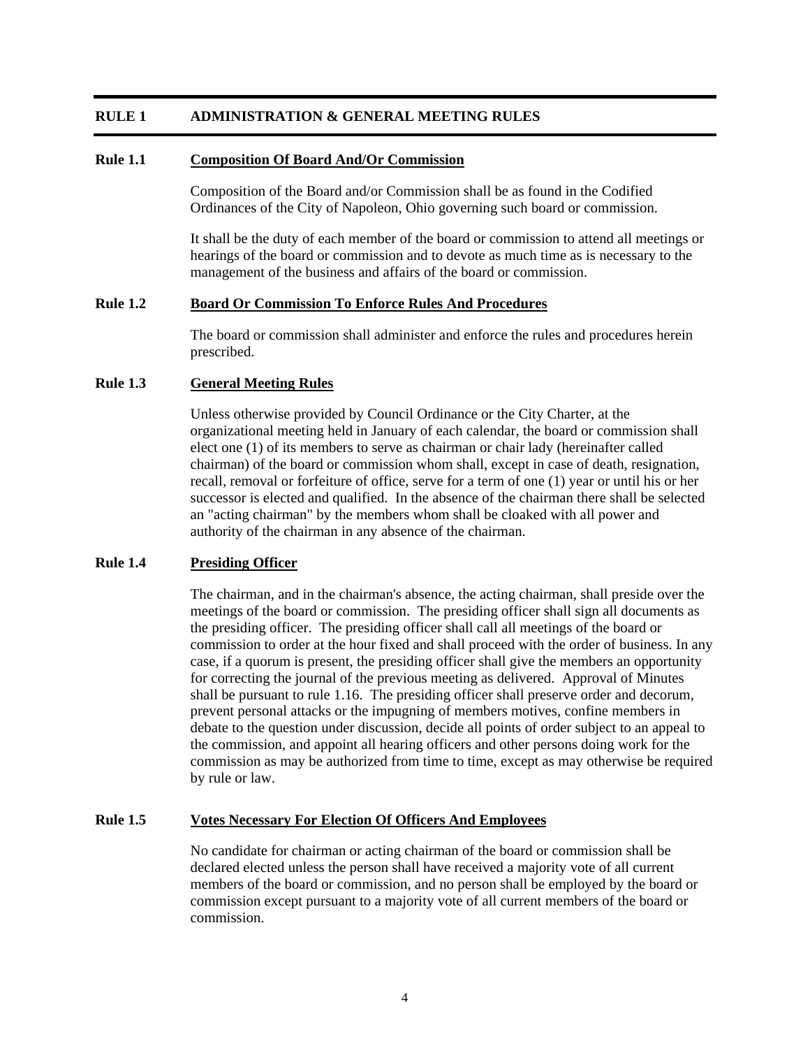## RULE 1 ADMINISTRATION & GENERAL MEETING RULES

### Rule 1.1 Composition Of Board And/Or Commission

Composition of the Board and/or Commission shall be as found in the Codified Ordinances of the City of Napoleon, Ohio governing such board or commission.

It shall be the duty of each member of the board or commission to attend all meetings or hearings of the board or commission and to devote as much time as is necessary to the management of the business and affairs of the board or commission.

### Rule 1.2 Board Or Commission To Enforce Rules And Procedures

The board or commission shall administer and enforce the rules and procedures herein prescribed.

### Rule 1.3 General Meeting Rules

Unless otherwise provided by Council Ordinance or the City Charter, at the organizational meeting held in January of each calendar, the board or commission shall elect one (1) of its members to serve as chairman or chair lady (hereinafter called chairman) of the board or commission whom shall, except in case of death, resignation, recall, removal or forfeiture of office, serve for a term of one (1) year or until his or her successor is elected and qualified. In the absence of the chairman there shall be selected an "acting chairman" by the members whom shall be cloaked with all power and authority of the chairman in any absence of the chairman.

### Rule 1.4 Presiding Officer

The chairman, and in the chairman's absence, the acting chairman, shall preside over the meetings of the board or commission. The presiding officer shall sign all documents as the presiding officer. The presiding officer shall call all meetings of the board or commission to order at the hour fixed and shall proceed with the order of business. In any case, if a quorum is present, the presiding officer shall give the members an opportunity for correcting the journal of the previous meeting as delivered. Approval of Minutes shall be pursuant to rule 1.16. The presiding officer shall preserve order and decorum, prevent personal attacks or the impugning of members motives, confine members in debate to the question under discussion, decide all points of order subject to an appeal to the commission, and appoint all hearing officers and other persons doing work for the commission as may be authorized from time to time, except as may otherwise be required by rule or law.

### Rule 1.5 Votes Necessary For Election Of Officers And Employees

No candidate for chairman or acting chairman of the board or commission shall be declared elected unless the person shall have received a majority vote of all current members of the board or commission, and no person shall be employed by the board or commission except pursuant to a majority vote of all current members of the board or commission.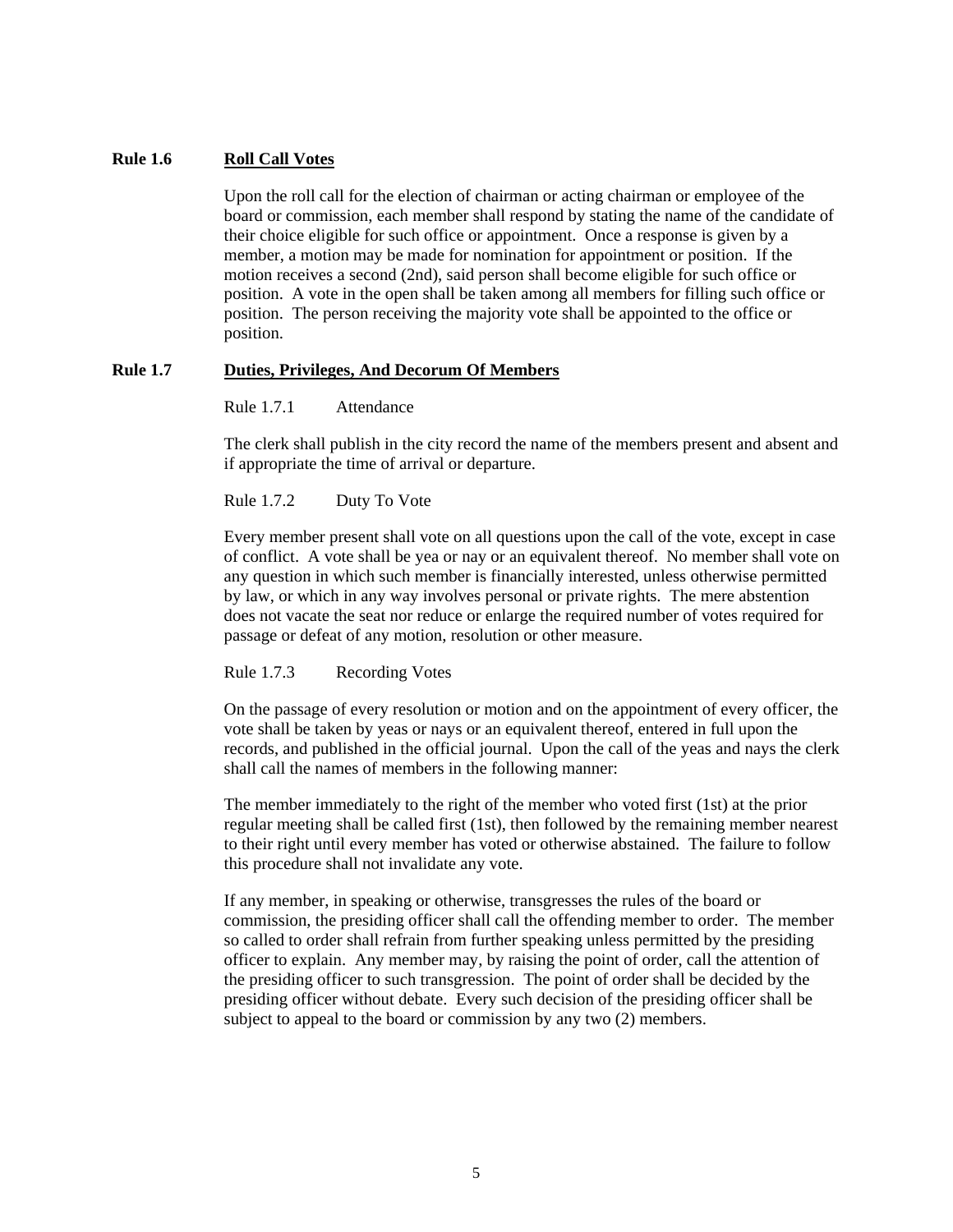**Rule 1.6** **Roll Call Votes**

Upon the roll call for the election of chairman or acting chairman or employee of the board or commission, each member shall respond by stating the name of the candidate of their choice eligible for such office or appointment. Once a response is given by a member, a motion may be made for nomination for appointment or position. If the motion receives a second (2nd), said person shall become eligible for such office or position. A vote in the open shall be taken among all members for filling such office or position. The person receiving the majority vote shall be appointed to the office or position.

**Rule 1.7** **Duties, Privileges, And Decorum Of Members**

Rule 1.7.1 Attendance

The clerk shall publish in the city record the name of the members present and absent and if appropriate the time of arrival or departure.

Rule 1.7.2 Duty To Vote

Every member present shall vote on all questions upon the call of the vote, except in case of conflict. A vote shall be yea or nay or an equivalent thereof. No member shall vote on any question in which such member is financially interested, unless otherwise permitted by law, or which in any way involves personal or private rights. The mere abstention does not vacate the seat nor reduce or enlarge the required number of votes required for passage or defeat of any motion, resolution or other measure.

Rule 1.7.3 Recording Votes

On the passage of every resolution or motion and on the appointment of every officer, the vote shall be taken by yeas or nays or an equivalent thereof, entered in full upon the records, and published in the official journal. Upon the call of the yeas and nays the clerk shall call the names of members in the following manner:

The member immediately to the right of the member who voted first (1st) at the prior regular meeting shall be called first (1st), then followed by the remaining member nearest to their right until every member has voted or otherwise abstained. The failure to follow this procedure shall not invalidate any vote.

If any member, in speaking or otherwise, transgresses the rules of the board or commission, the presiding officer shall call the offending member to order. The member so called to order shall refrain from further speaking unless permitted by the presiding officer to explain. Any member may, by raising the point of order, call the attention of the presiding officer to such transgression. The point of order shall be decided by the presiding officer without debate. Every such decision of the presiding officer shall be subject to appeal to the board or commission by any two (2) members.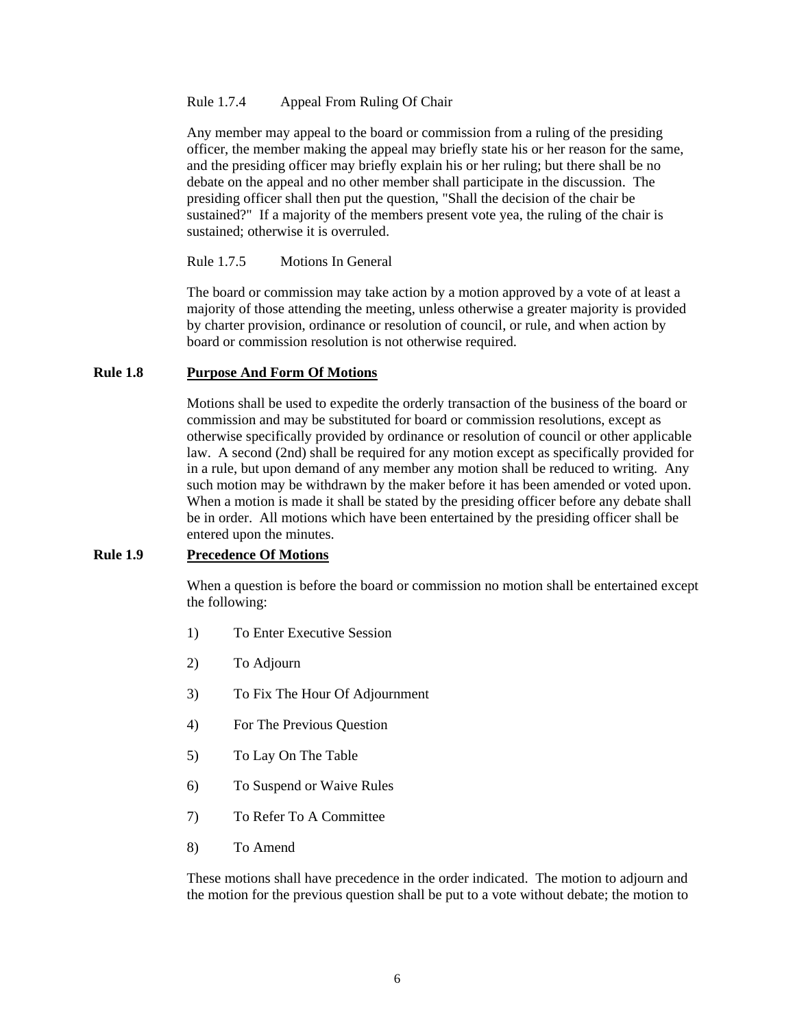Rule 1.7.4 Appeal From Ruling Of Chair

Any member may appeal to the board or commission from a ruling of the presiding officer, the member making the appeal may briefly state his or her reason for the same, and the presiding officer may briefly explain his or her ruling; but there shall be no debate on the appeal and no other member shall participate in the discussion. The presiding officer shall then put the question, "Shall the decision of the chair be sustained?" If a majority of the members present vote yea, the ruling of the chair is sustained; otherwise it is overruled.

Rule 1.7.5 Motions In General

The board or commission may take action by a motion approved by a vote of at least a majority of those attending the meeting, unless otherwise a greater majority is provided by charter provision, ordinance or resolution of council, or rule, and when action by board or commission resolution is not otherwise required.

**Rule 1.8** **Purpose And Form Of Motions**

Motions shall be used to expedite the orderly transaction of the business of the board or commission and may be substituted for board or commission resolutions, except as otherwise specifically provided by ordinance or resolution of council or other applicable law. A second (2nd) shall be required for any motion except as specifically provided for in a rule, but upon demand of any member any motion shall be reduced to writing. Any such motion may be withdrawn by the maker before it has been amended or voted upon. When a motion is made it shall be stated by the presiding officer before any debate shall be in order. All motions which have been entertained by the presiding officer shall be entered upon the minutes.

**Rule 1.9** **Precedence Of Motions**

When a question is before the board or commission no motion shall be entertained except the following:

1) To Enter Executive Session
2) To Adjourn
3) To Fix The Hour Of Adjournment
4) For The Previous Question
5) To Lay On The Table
6) To Suspend or Waive Rules
7) To Refer To A Committee
8) To Amend

These motions shall have precedence in the order indicated. The motion to adjourn and the motion for the previous question shall be put to a vote without debate; the motion to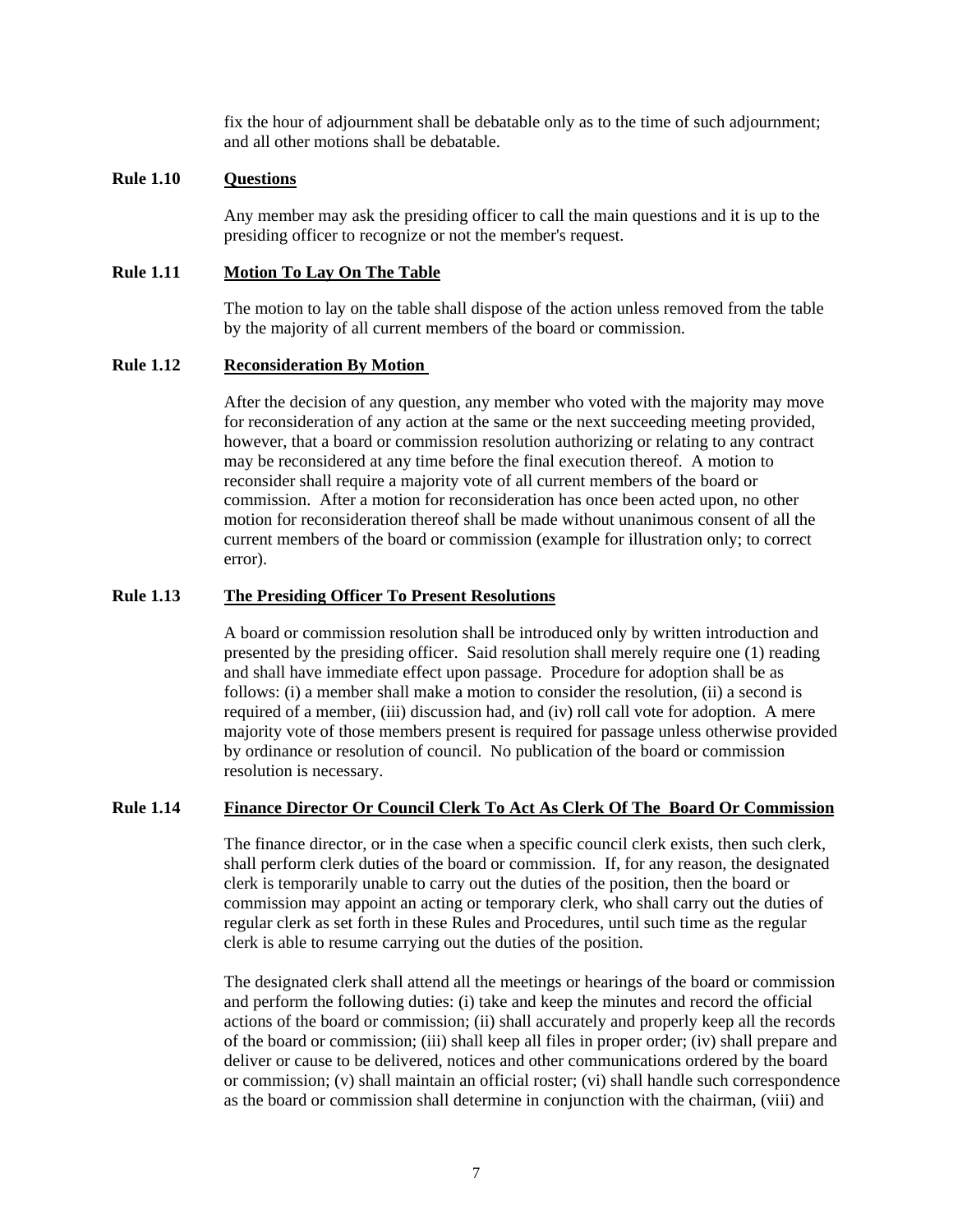fix the hour of adjournment shall be debatable only as to the time of such adjournment; and all other motions shall be debatable.

**Rule 1.10** **Questions**

Any member may ask the presiding officer to call the main questions and it is up to the presiding officer to recognize or not the member's request.

**Rule 1.11** **Motion To Lay On The Table**

The motion to lay on the table shall dispose of the action unless removed from the table by the majority of all current members of the board or commission.

**Rule 1.12** **Reconsideration By Motion**

After the decision of any question, any member who voted with the majority may move for reconsideration of any action at the same or the next succeeding meeting provided, however, that a board or commission resolution authorizing or relating to any contract may be reconsidered at any time before the final execution thereof. A motion to reconsider shall require a majority vote of all current members of the board or commission. After a motion for reconsideration has once been acted upon, no other motion for reconsideration thereof shall be made without unanimous consent of all the current members of the board or commission (example for illustration only; to correct error).

**Rule 1.13** **The Presiding Officer To Present Resolutions**

A board or commission resolution shall be introduced only by written introduction and presented by the presiding officer. Said resolution shall merely require one (1) reading and shall have immediate effect upon passage. Procedure for adoption shall be as follows: (i) a member shall make a motion to consider the resolution, (ii) a second is required of a member, (iii) discussion had, and (iv) roll call vote for adoption. A mere majority vote of those members present is required for passage unless otherwise provided by ordinance or resolution of council. No publication of the board or commission resolution is necessary.

**Rule 1.14** **Finance Director Or Council Clerk To Act As Clerk Of The Board Or Commission**

The finance director, or in the case when a specific council clerk exists, then such clerk, shall perform clerk duties of the board or commission. If, for any reason, the designated clerk is temporarily unable to carry out the duties of the position, then the board or commission may appoint an acting or temporary clerk, who shall carry out the duties of regular clerk as set forth in these Rules and Procedures, until such time as the regular clerk is able to resume carrying out the duties of the position.

The designated clerk shall attend all the meetings or hearings of the board or commission and perform the following duties: (i) take and keep the minutes and record the official actions of the board or commission; (ii) shall accurately and properly keep all the records of the board or commission; (iii) shall keep all files in proper order; (iv) shall prepare and deliver or cause to be delivered, notices and other communications ordered by the board or commission; (v) shall maintain an official roster; (vi) shall handle such correspondence as the board or commission shall determine in conjunction with the chairman, (viii) and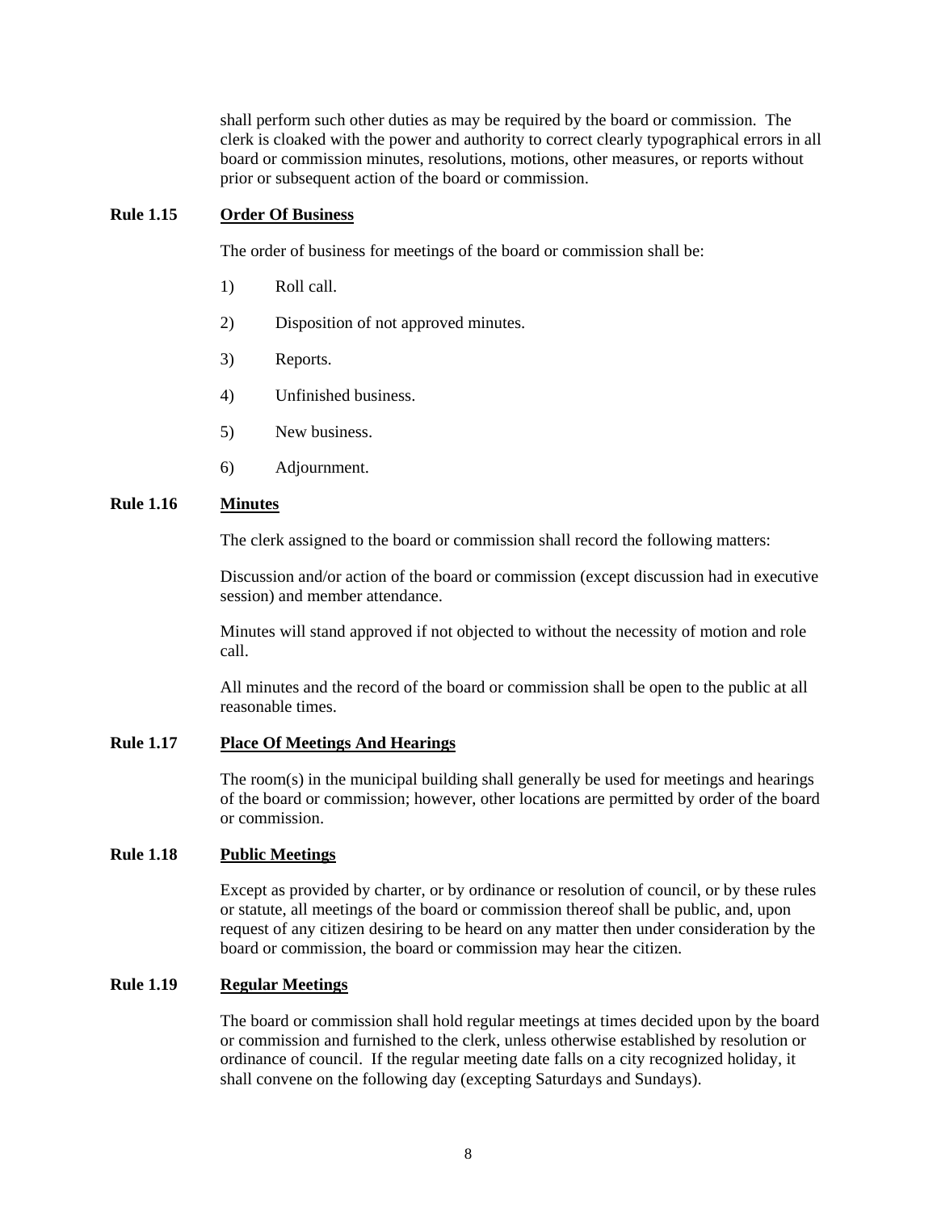shall perform such other duties as may be required by the board or commission. The clerk is cloaked with the power and authority to correct clearly typographical errors in all board or commission minutes, resolutions, motions, other measures, or reports without prior or subsequent action of the board or commission.

**Rule 1.15 Order Of Business**

The order of business for meetings of the board or commission shall be:

1) Roll call.

2) Disposition of not approved minutes.

3) Reports.

4) Unfinished business.

5) New business.

6) Adjournment.

**Rule 1.16 Minutes**

The clerk assigned to the board or commission shall record the following matters:

Discussion and/or action of the board or commission (except discussion had in executive session) and member attendance.

Minutes will stand approved if not objected to without the necessity of motion and role call.

All minutes and the record of the board or commission shall be open to the public at all reasonable times.

**Rule 1.17 Place Of Meetings And Hearings**

The room(s) in the municipal building shall generally be used for meetings and hearings of the board or commission; however, other locations are permitted by order of the board or commission.

**Rule 1.18 Public Meetings**

Except as provided by charter, or by ordinance or resolution of council, or by these rules or statute, all meetings of the board or commission thereof shall be public, and, upon request of any citizen desiring to be heard on any matter then under consideration by the board or commission, the board or commission may hear the citizen.

**Rule 1.19 Regular Meetings**

The board or commission shall hold regular meetings at times decided upon by the board or commission and furnished to the clerk, unless otherwise established by resolution or ordinance of council. If the regular meeting date falls on a city recognized holiday, it shall convene on the following day (excepting Saturdays and Sundays).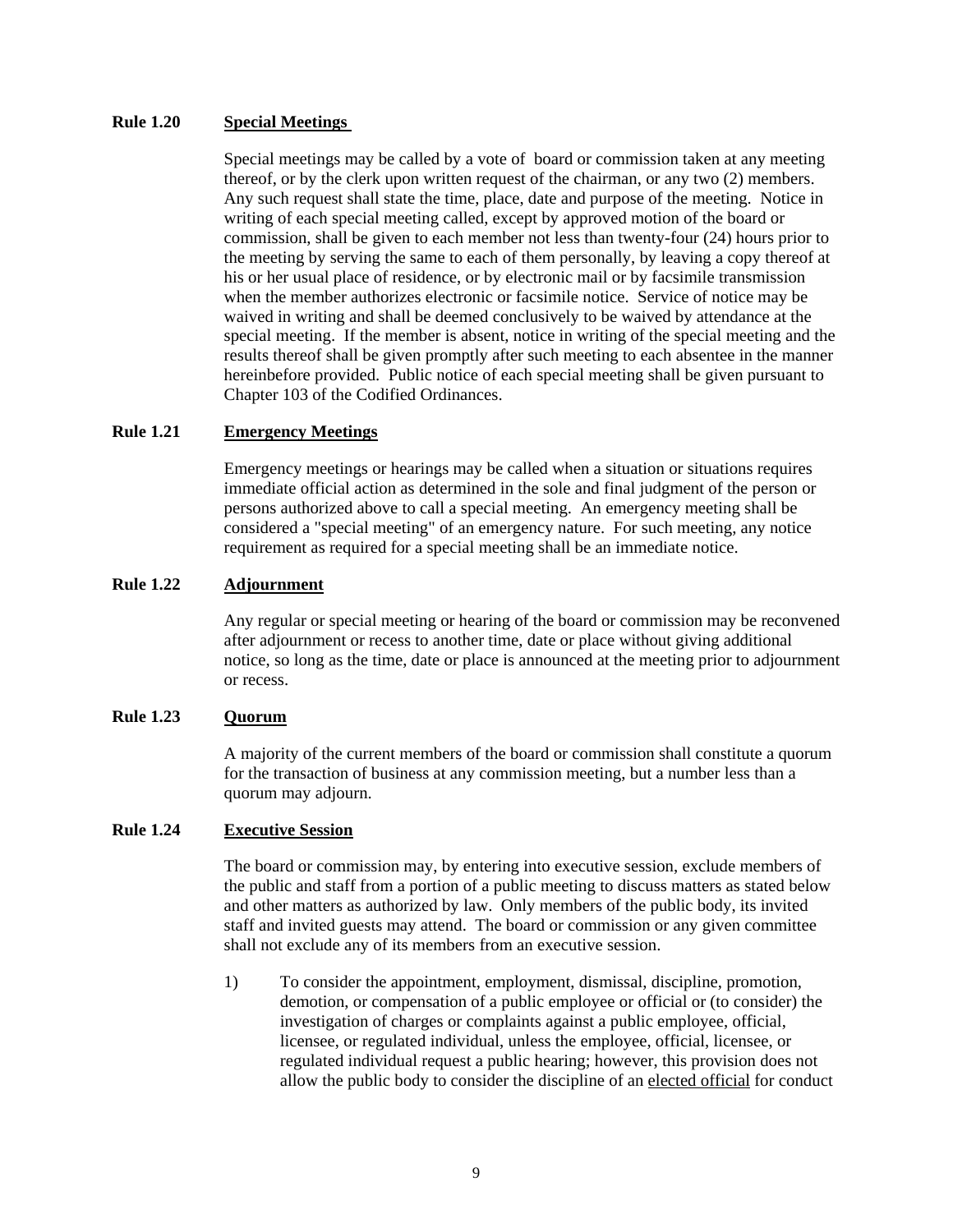**Rule 1.20 Special Meetings**

Special meetings may be called by a vote of board or commission taken at any meeting thereof, or by the clerk upon written request of the chairman, or any two (2) members. Any such request shall state the time, place, date and purpose of the meeting. Notice in writing of each special meeting called, except by approved motion of the board or commission, shall be given to each member not less than twenty-four (24) hours prior to the meeting by serving the same to each of them personally, by leaving a copy thereof at his or her usual place of residence, or by electronic mail or by facsimile transmission when the member authorizes electronic or facsimile notice. Service of notice may be waived in writing and shall be deemed conclusively to be waived by attendance at the special meeting. If the member is absent, notice in writing of the special meeting and the results thereof shall be given promptly after such meeting to each absentee in the manner hereinbefore provided. Public notice of each special meeting shall be given pursuant to Chapter 103 of the Codified Ordinances.

**Rule 1.21 Emergency Meetings**

Emergency meetings or hearings may be called when a situation or situations requires immediate official action as determined in the sole and final judgment of the person or persons authorized above to call a special meeting. An emergency meeting shall be considered a "special meeting" of an emergency nature. For such meeting, any notice requirement as required for a special meeting shall be an immediate notice.

**Rule 1.22 Adjournment**

Any regular or special meeting or hearing of the board or commission may be reconvened after adjournment or recess to another time, date or place without giving additional notice, so long as the time, date or place is announced at the meeting prior to adjournment or recess.

**Rule 1.23 Quorum**

A majority of the current members of the board or commission shall constitute a quorum for the transaction of business at any commission meeting, but a number less than a quorum may adjourn.

**Rule 1.24 Executive Session**

The board or commission may, by entering into executive session, exclude members of the public and staff from a portion of a public meeting to discuss matters as stated below and other matters as authorized by law. Only members of the public body, its invited staff and invited guests may attend. The board or commission or any given committee shall not exclude any of its members from an executive session.

1) To consider the appointment, employment, dismissal, discipline, promotion, demotion, or compensation of a public employee or official or (to consider) the investigation of charges or complaints against a public employee, official, licensee, or regulated individual, unless the employee, official, licensee, or regulated individual request a public hearing; however, this provision does not allow the public body to consider the discipline of an elected official for conduct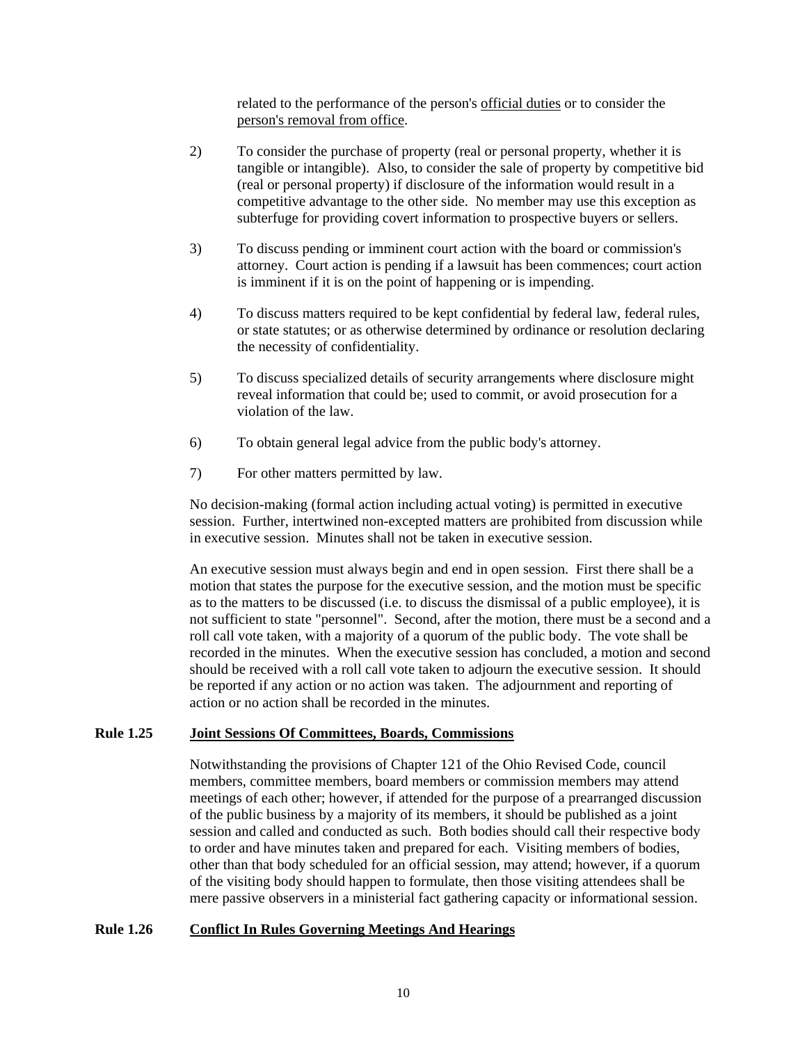related to the performance of the person's <u>official duties</u> or to consider the <u>person's removal from office</u>.

2) To consider the purchase of property (real or personal property, whether it is tangible or intangible). Also, to consider the sale of property by competitive bid (real or personal property) if disclosure of the information would result in a competitive advantage to the other side. No member may use this exception as subterfuge for providing covert information to prospective buyers or sellers.

3) To discuss pending or imminent court action with the board or commission's attorney. Court action is pending if a lawsuit has been commences; court action is imminent if it is on the point of happening or is impending.

4) To discuss matters required to be kept confidential by federal law, federal rules, or state statutes; or as otherwise determined by ordinance or resolution declaring the necessity of confidentiality.

5) To discuss specialized details of security arrangements where disclosure might reveal information that could be; used to commit, or avoid prosecution for a violation of the law.

6) To obtain general legal advice from the public body's attorney.

7) For other matters permitted by law.

No decision-making (formal action including actual voting) is permitted in executive session. Further, intertwined non-excepted matters are prohibited from discussion while in executive session. Minutes shall not be taken in executive session.

An executive session must always begin and end in open session. First there shall be a motion that states the purpose for the executive session, and the motion must be specific as to the matters to be discussed (i.e. to discuss the dismissal of a public employee), it is not sufficient to state "personnel". Second, after the motion, there must be a second and a roll call vote taken, with a majority of a quorum of the public body. The vote shall be recorded in the minutes. When the executive session has concluded, a motion and second should be received with a roll call vote taken to adjourn the executive session. It should be reported if any action or no action was taken. The adjournment and reporting of action or no action shall be recorded in the minutes.

**Rule 1.25 <u>Joint Sessions Of Committees, Boards, Commissions</u>**

Notwithstanding the provisions of Chapter 121 of the Ohio Revised Code, council members, committee members, board members or commission members may attend meetings of each other; however, if attended for the purpose of a prearranged discussion of the public business by a majority of its members, it should be published as a joint session and called and conducted as such. Both bodies should call their respective body to order and have minutes taken and prepared for each. Visiting members of bodies, other than that body scheduled for an official session, may attend; however, if a quorum of the visiting body should happen to formulate, then those visiting attendees shall be mere passive observers in a ministerial fact gathering capacity or informational session.

**Rule 1.26 <u>Conflict In Rules Governing Meetings And Hearings</u>**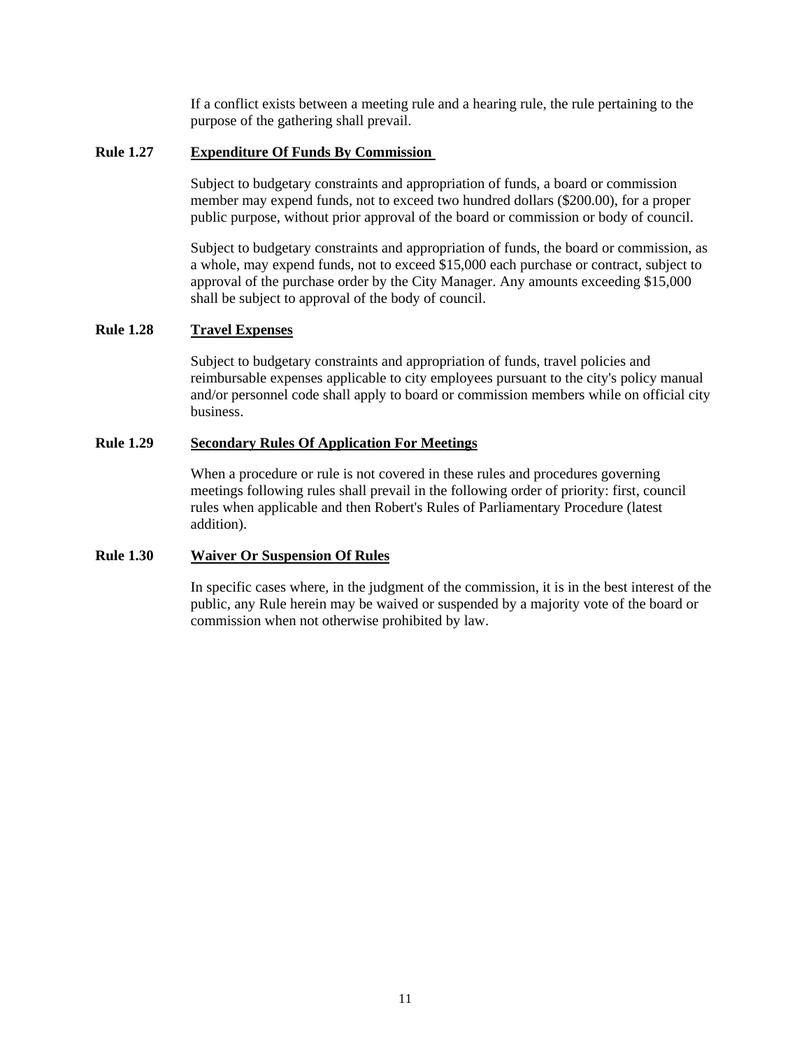If a conflict exists between a meeting rule and a hearing rule, the rule pertaining to the purpose of the gathering shall prevail.

**Rule 1.27 Expenditure Of Funds By Commission**

Subject to budgetary constraints and appropriation of funds, a board or commission member may expend funds, not to exceed two hundred dollars ($200.00), for a proper public purpose, without prior approval of the board or commission or body of council.

Subject to budgetary constraints and appropriation of funds, the board or commission, as a whole, may expend funds, not to exceed $15,000 each purchase or contract, subject to approval of the purchase order by the City Manager. Any amounts exceeding $15,000 shall be subject to approval of the body of council.

**Rule 1.28 Travel Expenses**

Subject to budgetary constraints and appropriation of funds, travel policies and reimbursable expenses applicable to city employees pursuant to the city's policy manual and/or personnel code shall apply to board or commission members while on official city business.

**Rule 1.29 Secondary Rules Of Application For Meetings**

When a procedure or rule is not covered in these rules and procedures governing meetings following rules shall prevail in the following order of priority: first, council rules when applicable and then Robert's Rules of Parliamentary Procedure (latest addition).

**Rule 1.30 Waiver Or Suspension Of Rules**

In specific cases where, in the judgment of the commission, it is in the best interest of the public, any Rule herein may be waived or suspended by a majority vote of the board or commission when not otherwise prohibited by law.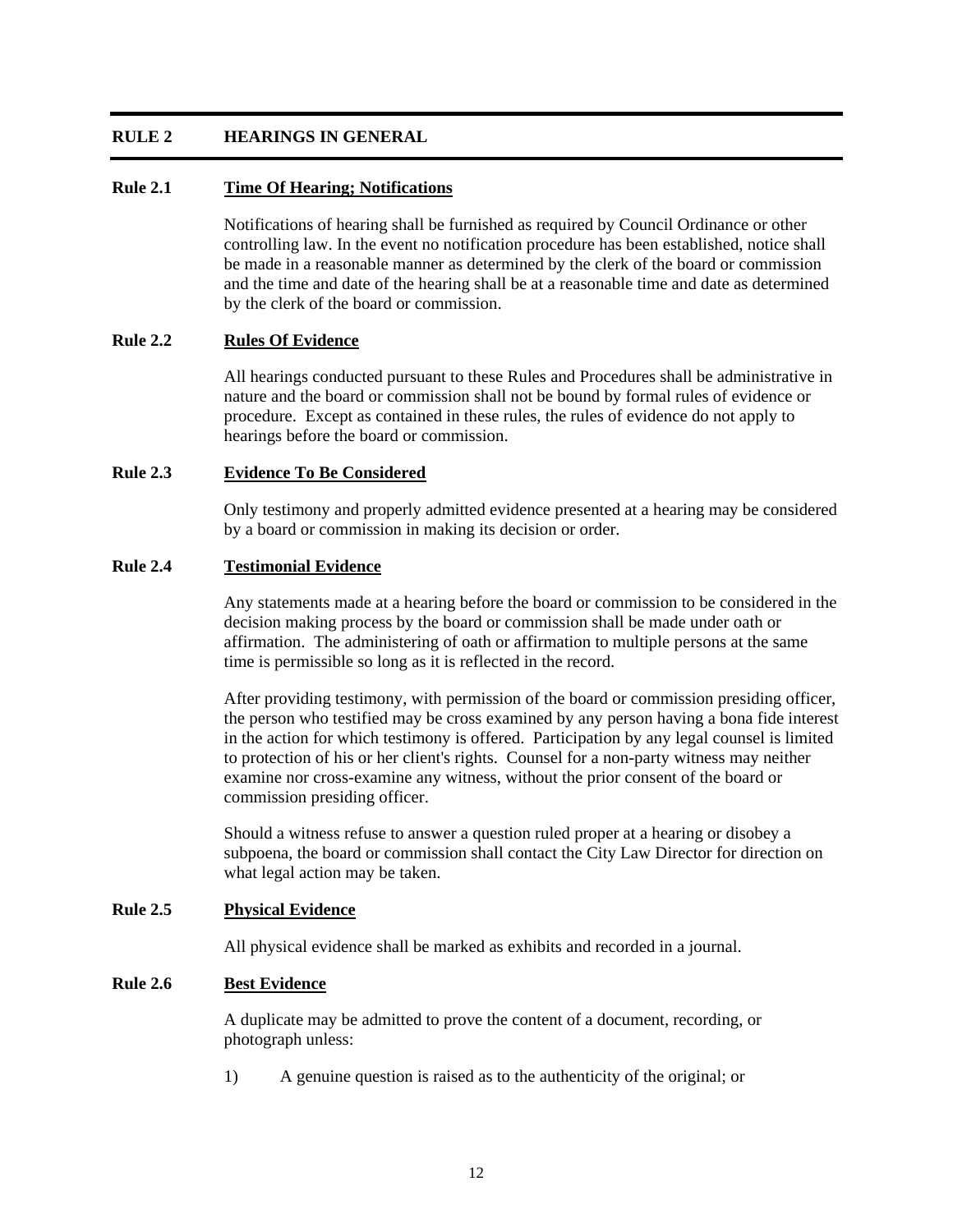## RULE 2 HEARINGS IN GENERAL

### Rule 2.1 <u>Time Of Hearing; Notifications</u>

Notifications of hearing shall be furnished as required by Council Ordinance or other controlling law. In the event no notification procedure has been established, notice shall be made in a reasonable manner as determined by the clerk of the board or commission and the time and date of the hearing shall be at a reasonable time and date as determined by the clerk of the board or commission.

### Rule 2.2 <u>Rules Of Evidence</u>

All hearings conducted pursuant to these Rules and Procedures shall be administrative in nature and the board or commission shall not be bound by formal rules of evidence or procedure. Except as contained in these rules, the rules of evidence do not apply to hearings before the board or commission.

### Rule 2.3 <u>Evidence To Be Considered</u>

Only testimony and properly admitted evidence presented at a hearing may be considered by a board or commission in making its decision or order.

### Rule 2.4 <u>Testimonial Evidence</u>

Any statements made at a hearing before the board or commission to be considered in the decision making process by the board or commission shall be made under oath or affirmation. The administering of oath or affirmation to multiple persons at the same time is permissible so long as it is reflected in the record.

After providing testimony, with permission of the board or commission presiding officer, the person who testified may be cross examined by any person having a bona fide interest in the action for which testimony is offered. Participation by any legal counsel is limited to protection of his or her client's rights. Counsel for a non-party witness may neither examine nor cross-examine any witness, without the prior consent of the board or commission presiding officer.

Should a witness refuse to answer a question ruled proper at a hearing or disobey a subpoena, the board or commission shall contact the City Law Director for direction on what legal action may be taken.

### Rule 2.5 <u>Physical Evidence</u>

All physical evidence shall be marked as exhibits and recorded in a journal.

### Rule 2.6 <u>Best Evidence</u>

A duplicate may be admitted to prove the content of a document, recording, or photograph unless:

1) A genuine question is raised as to the authenticity of the original; or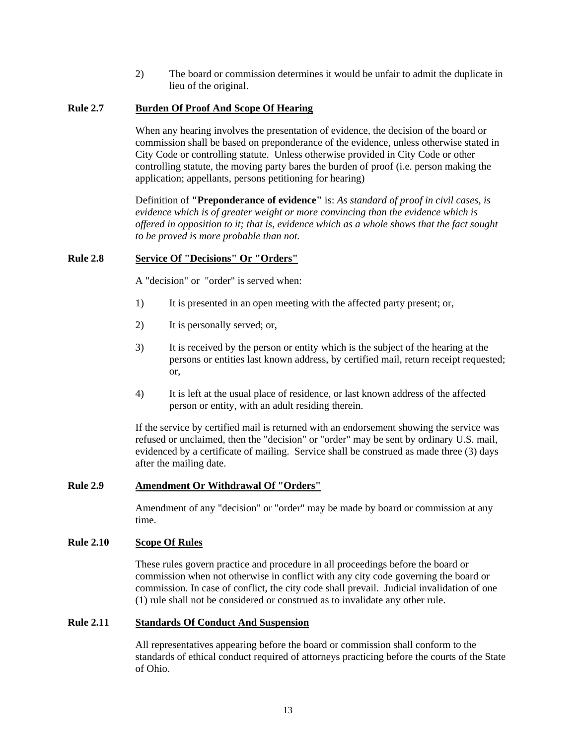2) The board or commission determines it would be unfair to admit the duplicate in lieu of the original.

### Rule 2.7 Burden Of Proof And Scope Of Hearing

When any hearing involves the presentation of evidence, the decision of the board or commission shall be based on preponderance of the evidence, unless otherwise stated in City Code or controlling statute. Unless otherwise provided in City Code or other controlling statute, the moving party bares the burden of proof (i.e. person making the application; appellants, persons petitioning for hearing)

Definition of **"Preponderance of evidence"** is: *As standard of proof in civil cases, is evidence which is of greater weight or more convincing than the evidence which is offered in opposition to it; that is, evidence which as a whole shows that the fact sought to be proved is more probable than not.*

### Rule 2.8 Service Of "Decisions" Or "Orders"

A "decision" or "order" is served when:

1) It is presented in an open meeting with the affected party present; or,

2) It is personally served; or,

3) It is received by the person or entity which is the subject of the hearing at the persons or entities last known address, by certified mail, return receipt requested; or,

4) It is left at the usual place of residence, or last known address of the affected person or entity, with an adult residing therein.

If the service by certified mail is returned with an endorsement showing the service was refused or unclaimed, then the "decision" or "order" may be sent by ordinary U.S. mail, evidenced by a certificate of mailing. Service shall be construed as made three (3) days after the mailing date.

### Rule 2.9 Amendment Or Withdrawal Of "Orders"

Amendment of any "decision" or "order" may be made by board or commission at any time.

### Rule 2.10 Scope Of Rules

These rules govern practice and procedure in all proceedings before the board or commission when not otherwise in conflict with any city code governing the board or commission. In case of conflict, the city code shall prevail. Judicial invalidation of one (1) rule shall not be considered or construed as to invalidate any other rule.

### Rule 2.11 Standards Of Conduct And Suspension

All representatives appearing before the board or commission shall conform to the standards of ethical conduct required of attorneys practicing before the courts of the State of Ohio.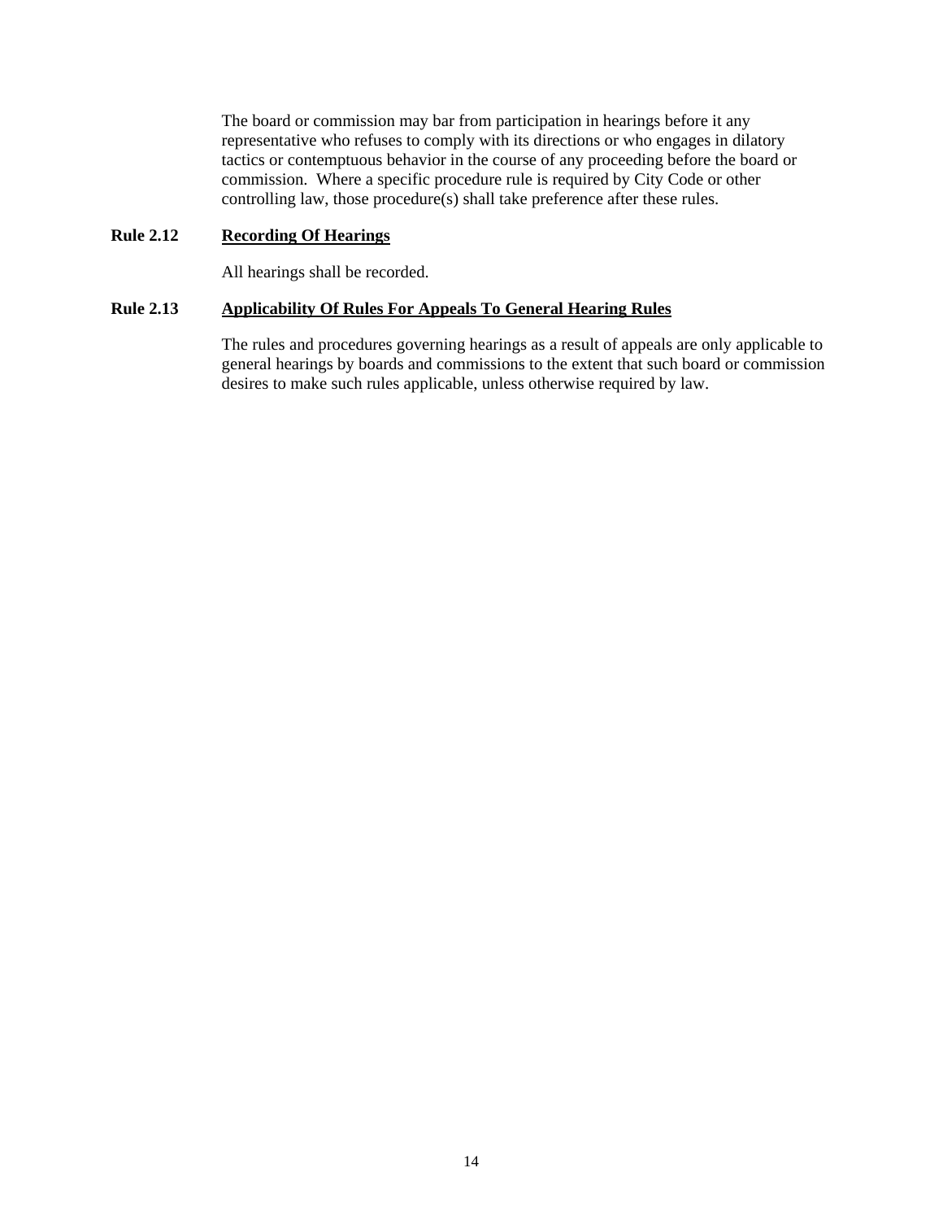The board or commission may bar from participation in hearings before it any representative who refuses to comply with its directions or who engages in dilatory tactics or contemptuous behavior in the course of any proceeding before the board or commission. Where a specific procedure rule is required by City Code or other controlling law, those procedure(s) shall take preference after these rules.

**Rule 2.12** **Recording Of Hearings**

All hearings shall be recorded.

**Rule 2.13** **Applicability Of Rules For Appeals To General Hearing Rules**

The rules and procedures governing hearings as a result of appeals are only applicable to general hearings by boards and commissions to the extent that such board or commission desires to make such rules applicable, unless otherwise required by law.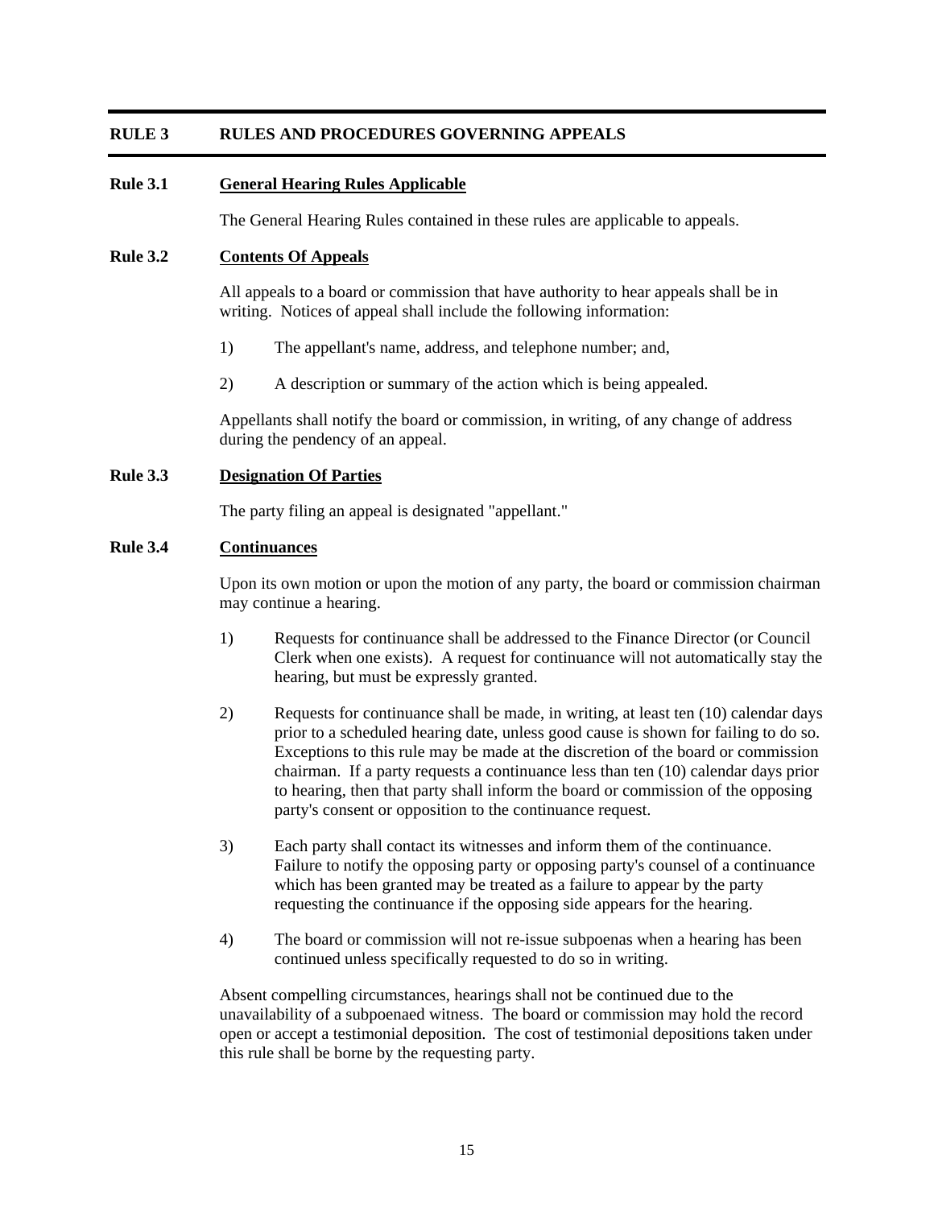## RULE 3 RULES AND PROCEDURES GOVERNING APPEALS

### Rule 3.1 General Hearing Rules Applicable

The General Hearing Rules contained in these rules are applicable to appeals.

### Rule 3.2 Contents Of Appeals

All appeals to a board or commission that have authority to hear appeals shall be in writing. Notices of appeal shall include the following information:

1) The appellant's name, address, and telephone number; and,

2) A description or summary of the action which is being appealed.

Appellants shall notify the board or commission, in writing, of any change of address during the pendency of an appeal.

### Rule 3.3 Designation Of Parties

The party filing an appeal is designated "appellant."

### Rule 3.4 Continuances

Upon its own motion or upon the motion of any party, the board or commission chairman may continue a hearing.

1) Requests for continuance shall be addressed to the Finance Director (or Council Clerk when one exists). A request for continuance will not automatically stay the hearing, but must be expressly granted.

2) Requests for continuance shall be made, in writing, at least ten (10) calendar days prior to a scheduled hearing date, unless good cause is shown for failing to do so. Exceptions to this rule may be made at the discretion of the board or commission chairman. If a party requests a continuance less than ten (10) calendar days prior to hearing, then that party shall inform the board or commission of the opposing party's consent or opposition to the continuance request.

3) Each party shall contact its witnesses and inform them of the continuance. Failure to notify the opposing party or opposing party's counsel of a continuance which has been granted may be treated as a failure to appear by the party requesting the continuance if the opposing side appears for the hearing.

4) The board or commission will not re-issue subpoenas when a hearing has been continued unless specifically requested to do so in writing.

Absent compelling circumstances, hearings shall not be continued due to the unavailability of a subpoenaed witness. The board or commission may hold the record open or accept a testimonial deposition. The cost of testimonial depositions taken under this rule shall be borne by the requesting party.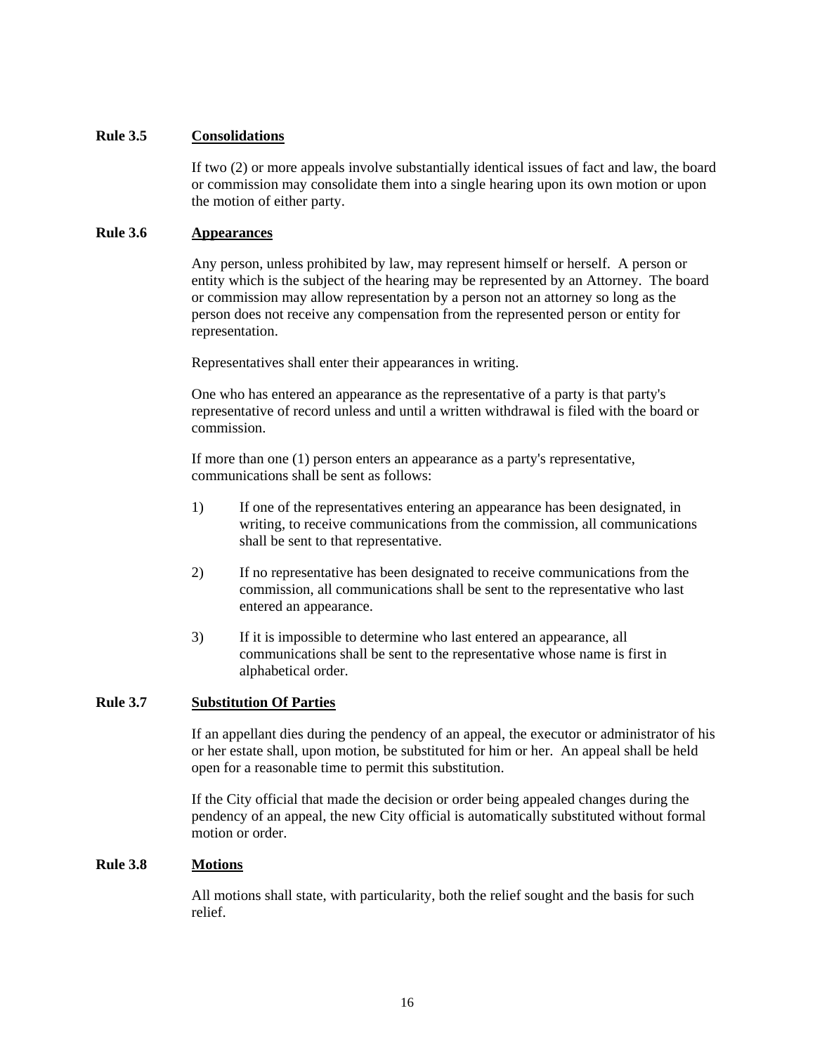### Rule 3.5 Consolidations

If two (2) or more appeals involve substantially identical issues of fact and law, the board or commission may consolidate them into a single hearing upon its own motion or upon the motion of either party.

### Rule 3.6 Appearances

Any person, unless prohibited by law, may represent himself or herself. A person or entity which is the subject of the hearing may be represented by an Attorney. The board or commission may allow representation by a person not an attorney so long as the person does not receive any compensation from the represented person or entity for representation.

Representatives shall enter their appearances in writing.

One who has entered an appearance as the representative of a party is that party's representative of record unless and until a written withdrawal is filed with the board or commission.

If more than one (1) person enters an appearance as a party's representative, communications shall be sent as follows:

1) If one of the representatives entering an appearance has been designated, in writing, to receive communications from the commission, all communications shall be sent to that representative.

2) If no representative has been designated to receive communications from the commission, all communications shall be sent to the representative who last entered an appearance.

3) If it is impossible to determine who last entered an appearance, all communications shall be sent to the representative whose name is first in alphabetical order.

### Rule 3.7 Substitution Of Parties

If an appellant dies during the pendency of an appeal, the executor or administrator of his or her estate shall, upon motion, be substituted for him or her. An appeal shall be held open for a reasonable time to permit this substitution.

If the City official that made the decision or order being appealed changes during the pendency of an appeal, the new City official is automatically substituted without formal motion or order.

### Rule 3.8 Motions

All motions shall state, with particularity, both the relief sought and the basis for such relief.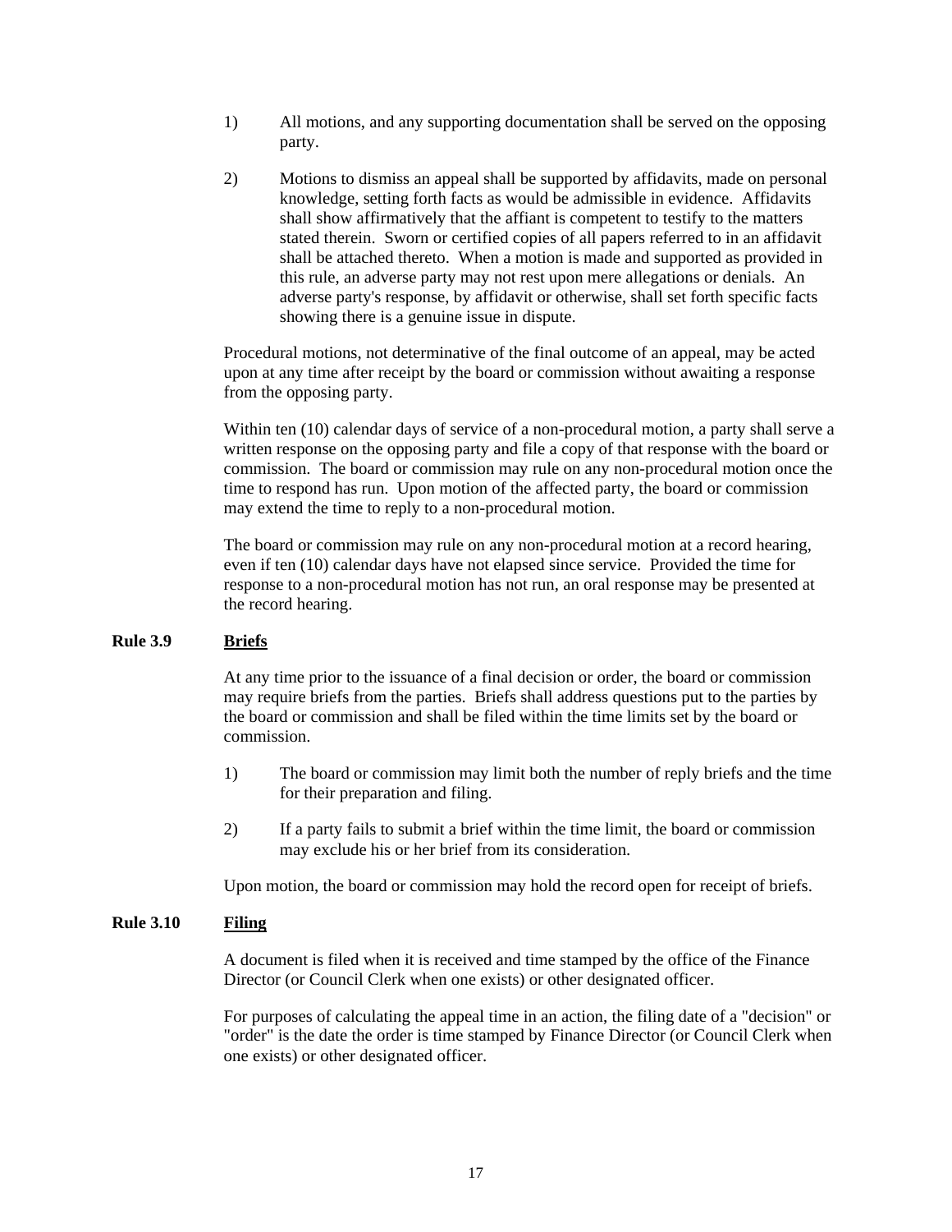1) All motions, and any supporting documentation shall be served on the opposing party.

2) Motions to dismiss an appeal shall be supported by affidavits, made on personal knowledge, setting forth facts as would be admissible in evidence. Affidavits shall show affirmatively that the affiant is competent to testify to the matters stated therein. Sworn or certified copies of all papers referred to in an affidavit shall be attached thereto. When a motion is made and supported as provided in this rule, an adverse party may not rest upon mere allegations or denials. An adverse party's response, by affidavit or otherwise, shall set forth specific facts showing there is a genuine issue in dispute.

Procedural motions, not determinative of the final outcome of an appeal, may be acted upon at any time after receipt by the board or commission without awaiting a response from the opposing party.

Within ten (10) calendar days of service of a non-procedural motion, a party shall serve a written response on the opposing party and file a copy of that response with the board or commission. The board or commission may rule on any non-procedural motion once the time to respond has run. Upon motion of the affected party, the board or commission may extend the time to reply to a non-procedural motion.

The board or commission may rule on any non-procedural motion at a record hearing, even if ten (10) calendar days have not elapsed since service. Provided the time for response to a non-procedural motion has not run, an oral response may be presented at the record hearing.

## Rule 3.9 <u>Briefs</u>

At any time prior to the issuance of a final decision or order, the board or commission may require briefs from the parties. Briefs shall address questions put to the parties by the board or commission and shall be filed within the time limits set by the board or commission.

1) The board or commission may limit both the number of reply briefs and the time for their preparation and filing.

2) If a party fails to submit a brief within the time limit, the board or commission may exclude his or her brief from its consideration.

Upon motion, the board or commission may hold the record open for receipt of briefs.

## Rule 3.10 <u>Filing</u>

A document is filed when it is received and time stamped by the office of the Finance Director (or Council Clerk when one exists) or other designated officer.

For purposes of calculating the appeal time in an action, the filing date of a "decision" or "order" is the date the order is time stamped by Finance Director (or Council Clerk when one exists) or other designated officer.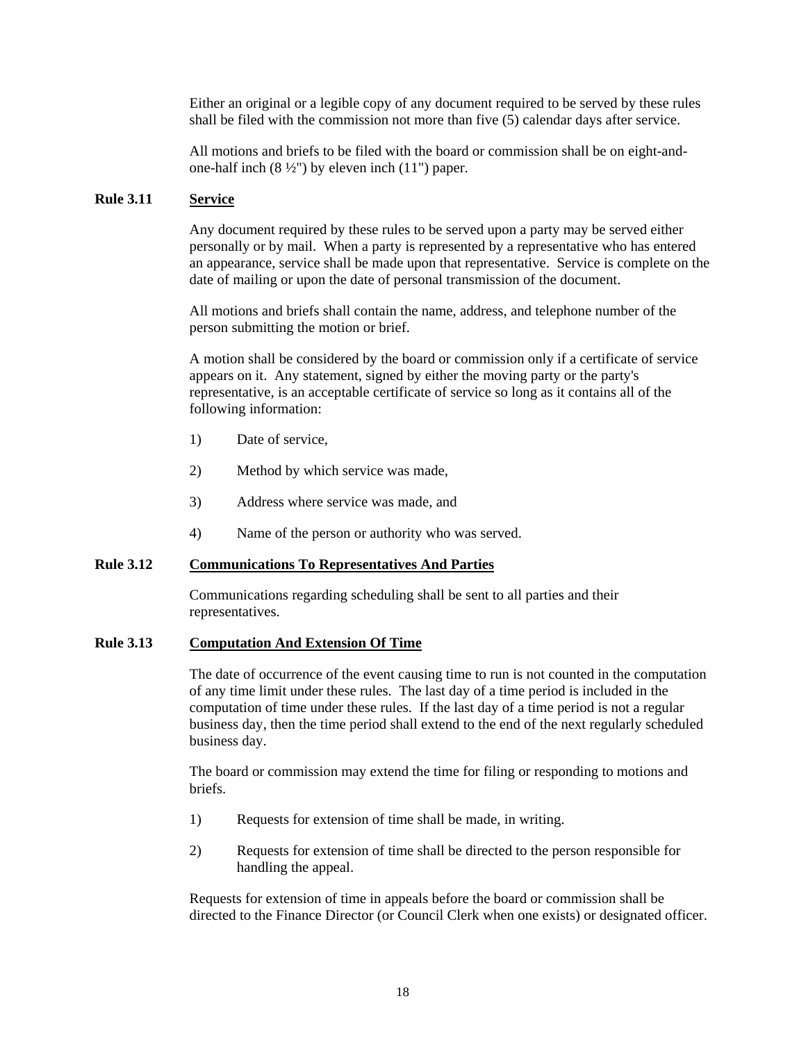Either an original or a legible copy of any document required to be served by these rules shall be filed with the commission not more than five (5) calendar days after service.

All motions and briefs to be filed with the board or commission shall be on eight-and-one-half inch (8 ½") by eleven inch (11") paper.

**Rule 3.11** **<u>Service</u>**

Any document required by these rules to be served upon a party may be served either personally or by mail. When a party is represented by a representative who has entered an appearance, service shall be made upon that representative. Service is complete on the date of mailing or upon the date of personal transmission of the document.

All motions and briefs shall contain the name, address, and telephone number of the person submitting the motion or brief.

A motion shall be considered by the board or commission only if a certificate of service appears on it. Any statement, signed by either the moving party or the party's representative, is an acceptable certificate of service so long as it contains all of the following information:

1) Date of service,

2) Method by which service was made,

3) Address where service was made, and

4) Name of the person or authority who was served.

**Rule 3.12** **<u>Communications To Representatives And Parties</u>**

Communications regarding scheduling shall be sent to all parties and their representatives.

**Rule 3.13** **<u>Computation And Extension Of Time</u>**

The date of occurrence of the event causing time to run is not counted in the computation of any time limit under these rules. The last day of a time period is included in the computation of time under these rules. If the last day of a time period is not a regular business day, then the time period shall extend to the end of the next regularly scheduled business day.

The board or commission may extend the time for filing or responding to motions and briefs.

1) Requests for extension of time shall be made, in writing.

2) Requests for extension of time shall be directed to the person responsible for handling the appeal.

Requests for extension of time in appeals before the board or commission shall be directed to the Finance Director (or Council Clerk when one exists) or designated officer.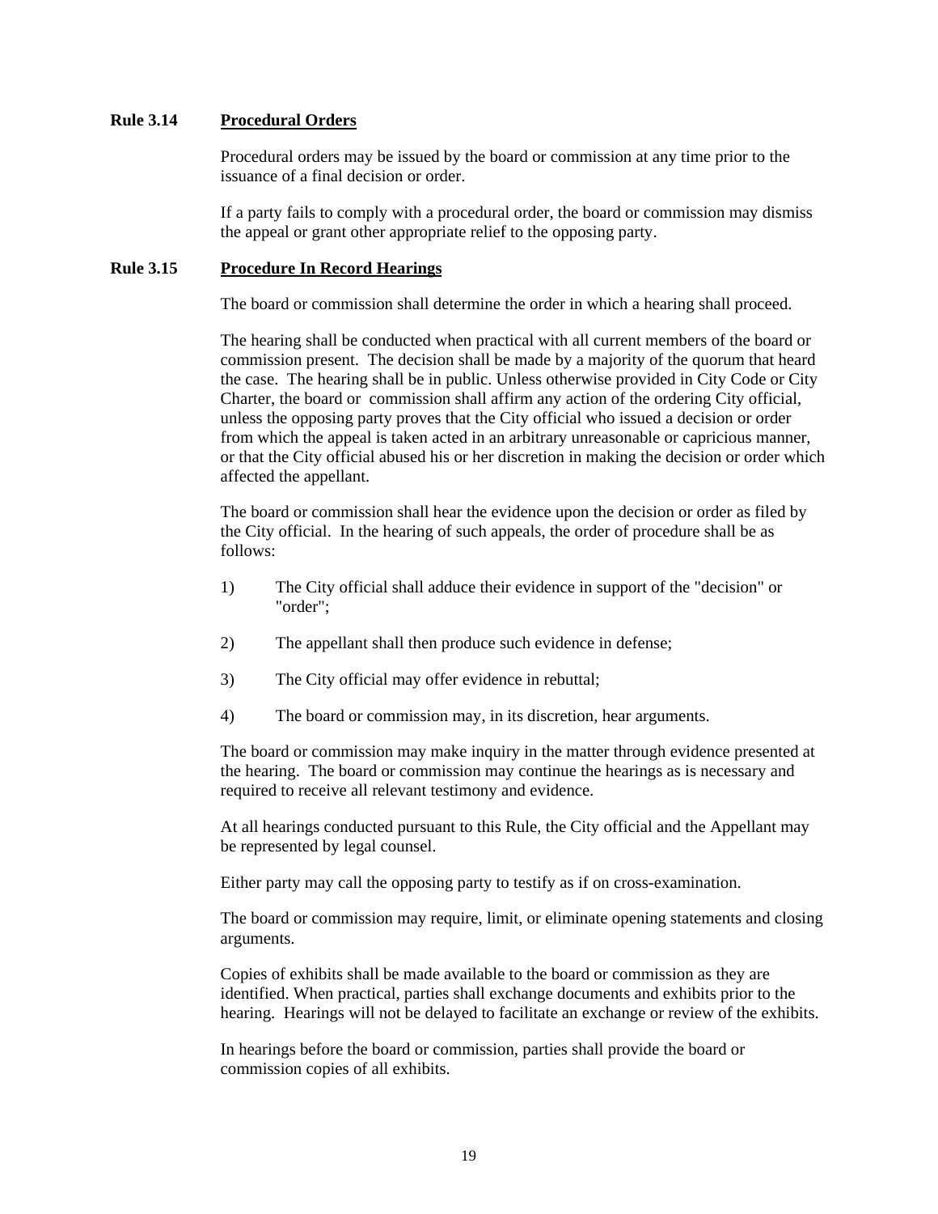**Rule 3.14 Procedural Orders**

Procedural orders may be issued by the board or commission at any time prior to the issuance of a final decision or order.

If a party fails to comply with a procedural order, the board or commission may dismiss the appeal or grant other appropriate relief to the opposing party.

**Rule 3.15 Procedure In Record Hearings**

The board or commission shall determine the order in which a hearing shall proceed.

The hearing shall be conducted when practical with all current members of the board or commission present. The decision shall be made by a majority of the quorum that heard the case. The hearing shall be in public. Unless otherwise provided in City Code or City Charter, the board or commission shall affirm any action of the ordering City official, unless the opposing party proves that the City official who issued a decision or order from which the appeal is taken acted in an arbitrary unreasonable or capricious manner, or that the City official abused his or her discretion in making the decision or order which affected the appellant.

The board or commission shall hear the evidence upon the decision or order as filed by the City official. In the hearing of such appeals, the order of procedure shall be as follows:

1) The City official shall adduce their evidence in support of the "decision" or "order";

2) The appellant shall then produce such evidence in defense;

3) The City official may offer evidence in rebuttal;

4) The board or commission may, in its discretion, hear arguments.

The board or commission may make inquiry in the matter through evidence presented at the hearing. The board or commission may continue the hearings as is necessary and required to receive all relevant testimony and evidence.

At all hearings conducted pursuant to this Rule, the City official and the Appellant may be represented by legal counsel.

Either party may call the opposing party to testify as if on cross-examination.

The board or commission may require, limit, or eliminate opening statements and closing arguments.

Copies of exhibits shall be made available to the board or commission as they are identified. When practical, parties shall exchange documents and exhibits prior to the hearing. Hearings will not be delayed to facilitate an exchange or review of the exhibits.

In hearings before the board or commission, parties shall provide the board or commission copies of all exhibits.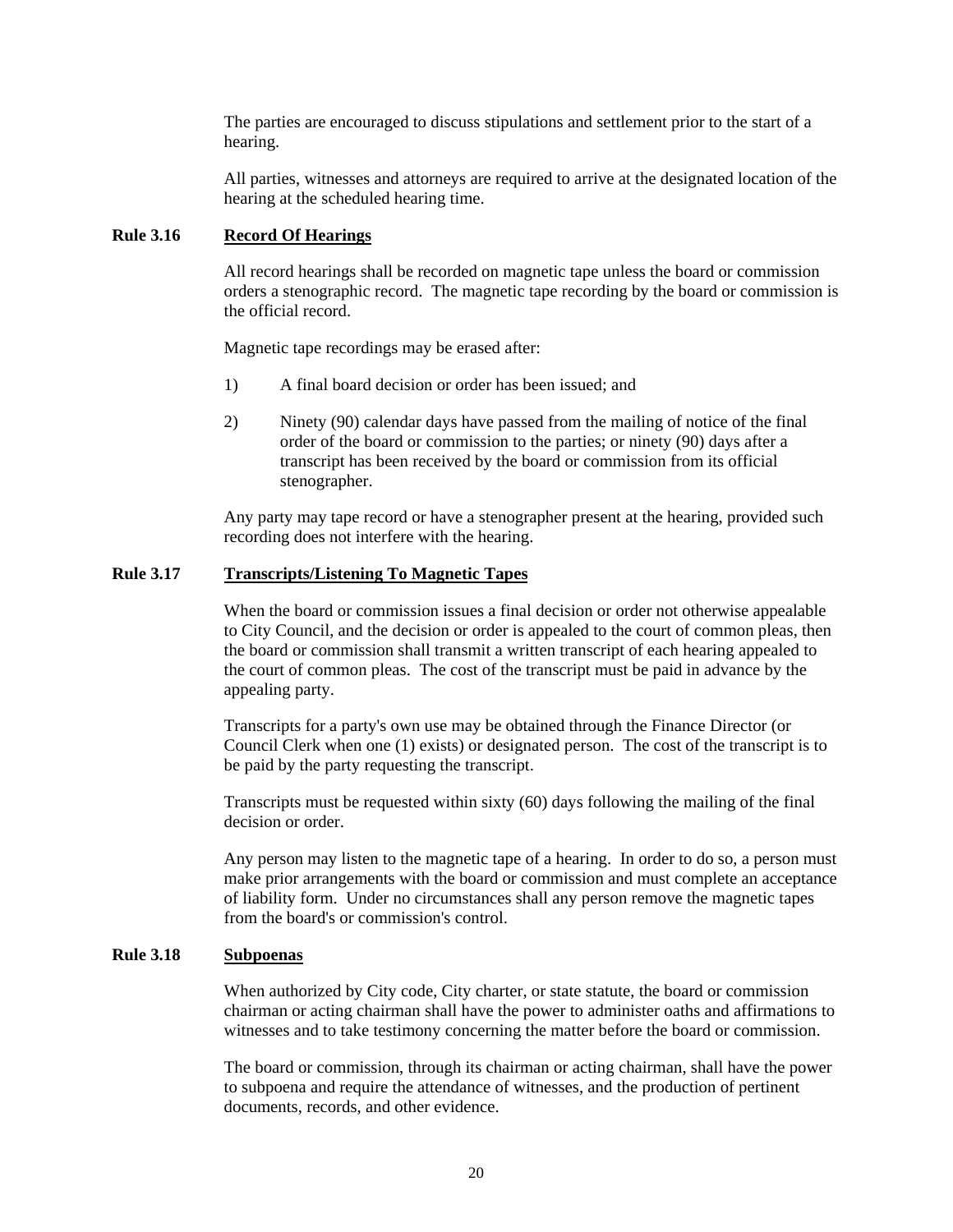The parties are encouraged to discuss stipulations and settlement prior to the start of a hearing.

All parties, witnesses and attorneys are required to arrive at the designated location of the hearing at the scheduled hearing time.

### Rule 3.16 Record Of Hearings

All record hearings shall be recorded on magnetic tape unless the board or commission orders a stenographic record. The magnetic tape recording by the board or commission is the official record.

Magnetic tape recordings may be erased after:

1) A final board decision or order has been issued; and

2) Ninety (90) calendar days have passed from the mailing of notice of the final order of the board or commission to the parties; or ninety (90) days after a transcript has been received by the board or commission from its official stenographer.

Any party may tape record or have a stenographer present at the hearing, provided such recording does not interfere with the hearing.

### Rule 3.17 Transcripts/Listening To Magnetic Tapes

When the board or commission issues a final decision or order not otherwise appealable to City Council, and the decision or order is appealed to the court of common pleas, then the board or commission shall transmit a written transcript of each hearing appealed to the court of common pleas. The cost of the transcript must be paid in advance by the appealing party.

Transcripts for a party's own use may be obtained through the Finance Director (or Council Clerk when one (1) exists) or designated person. The cost of the transcript is to be paid by the party requesting the transcript.

Transcripts must be requested within sixty (60) days following the mailing of the final decision or order.

Any person may listen to the magnetic tape of a hearing. In order to do so, a person must make prior arrangements with the board or commission and must complete an acceptance of liability form. Under no circumstances shall any person remove the magnetic tapes from the board's or commission's control.

### Rule 3.18 Subpoenas

When authorized by City code, City charter, or state statute, the board or commission chairman or acting chairman shall have the power to administer oaths and affirmations to witnesses and to take testimony concerning the matter before the board or commission.

The board or commission, through its chairman or acting chairman, shall have the power to subpoena and require the attendance of witnesses, and the production of pertinent documents, records, and other evidence.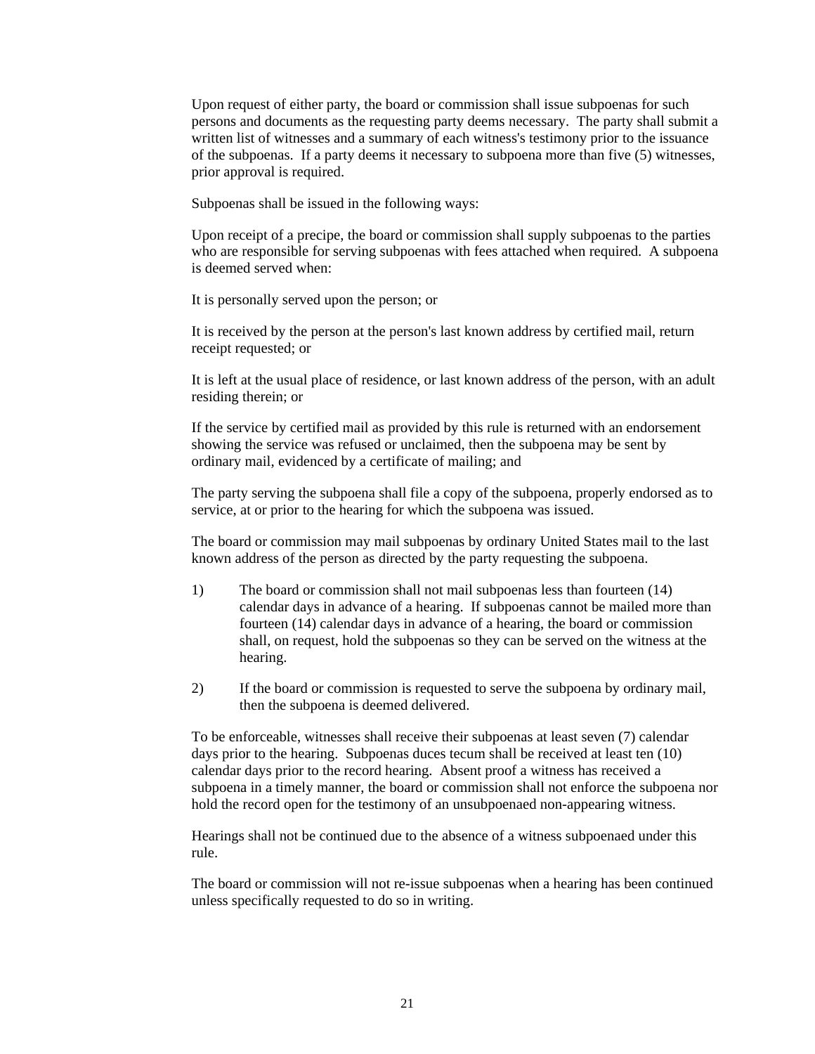Upon request of either party, the board or commission shall issue subpoenas for such persons and documents as the requesting party deems necessary. The party shall submit a written list of witnesses and a summary of each witness's testimony prior to the issuance of the subpoenas. If a party deems it necessary to subpoena more than five (5) witnesses, prior approval is required.

Subpoenas shall be issued in the following ways:

Upon receipt of a precipe, the board or commission shall supply subpoenas to the parties who are responsible for serving subpoenas with fees attached when required. A subpoena is deemed served when:

It is personally served upon the person; or

It is received by the person at the person's last known address by certified mail, return receipt requested; or

It is left at the usual place of residence, or last known address of the person, with an adult residing therein; or

If the service by certified mail as provided by this rule is returned with an endorsement showing the service was refused or unclaimed, then the subpoena may be sent by ordinary mail, evidenced by a certificate of mailing; and

The party serving the subpoena shall file a copy of the subpoena, properly endorsed as to service, at or prior to the hearing for which the subpoena was issued.

The board or commission may mail subpoenas by ordinary United States mail to the last known address of the person as directed by the party requesting the subpoena.

1) The board or commission shall not mail subpoenas less than fourteen (14) calendar days in advance of a hearing. If subpoenas cannot be mailed more than fourteen (14) calendar days in advance of a hearing, the board or commission shall, on request, hold the subpoenas so they can be served on the witness at the hearing.

2) If the board or commission is requested to serve the subpoena by ordinary mail, then the subpoena is deemed delivered.

To be enforceable, witnesses shall receive their subpoenas at least seven (7) calendar days prior to the hearing. Subpoenas duces tecum shall be received at least ten (10) calendar days prior to the record hearing. Absent proof a witness has received a subpoena in a timely manner, the board or commission shall not enforce the subpoena nor hold the record open for the testimony of an unsubpoenaed non-appearing witness.

Hearings shall not be continued due to the absence of a witness subpoenaed under this rule.

The board or commission will not re-issue subpoenas when a hearing has been continued unless specifically requested to do so in writing.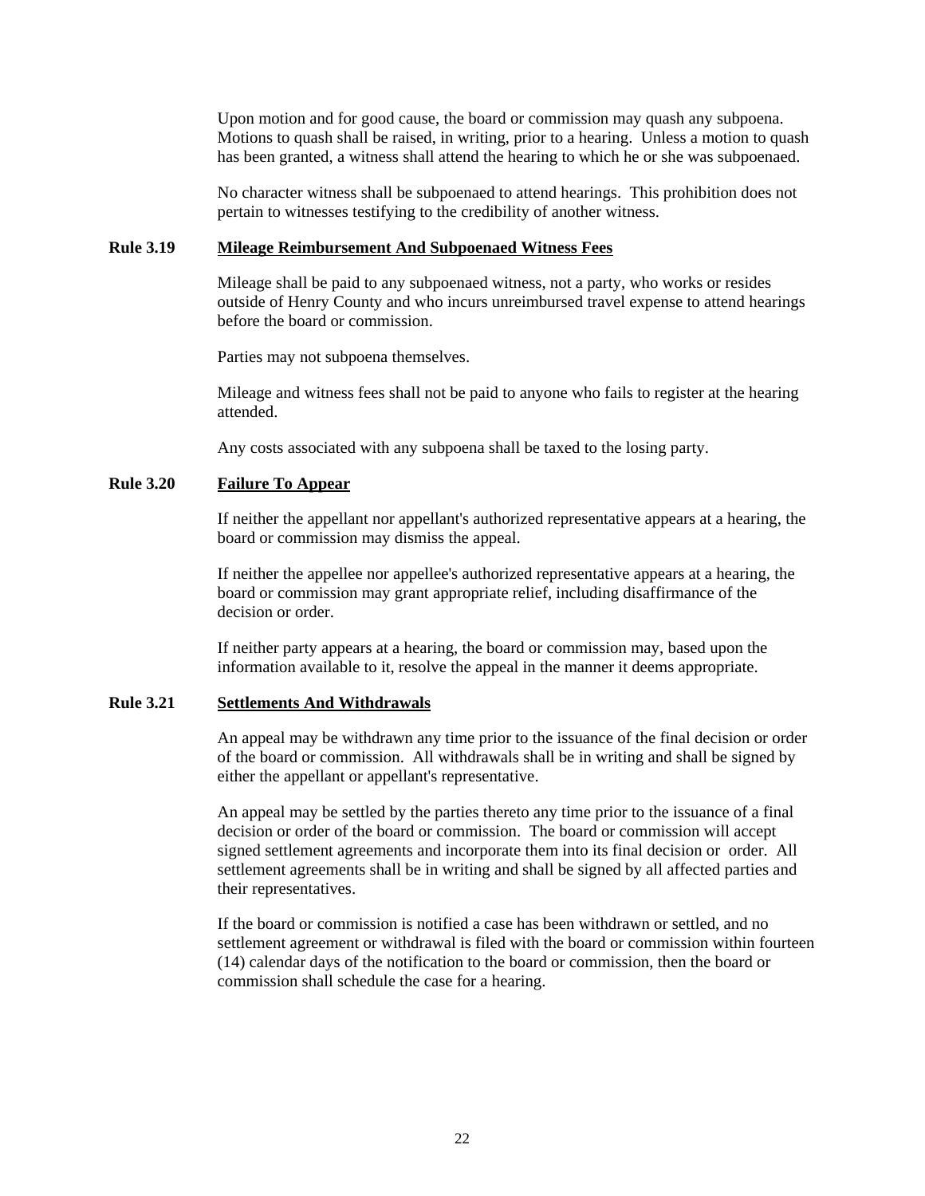Upon motion and for good cause, the board or commission may quash any subpoena. Motions to quash shall be raised, in writing, prior to a hearing. Unless a motion to quash has been granted, a witness shall attend the hearing to which he or she was subpoenaed.

No character witness shall be subpoenaed to attend hearings. This prohibition does not pertain to witnesses testifying to the credibility of another witness.

### Rule 3.19 Mileage Reimbursement And Subpoenaed Witness Fees

Mileage shall be paid to any subpoenaed witness, not a party, who works or resides outside of Henry County and who incurs unreimbursed travel expense to attend hearings before the board or commission.

Parties may not subpoena themselves.

Mileage and witness fees shall not be paid to anyone who fails to register at the hearing attended.

Any costs associated with any subpoena shall be taxed to the losing party.

### Rule 3.20 Failure To Appear

If neither the appellant nor appellant's authorized representative appears at a hearing, the board or commission may dismiss the appeal.

If neither the appellee nor appellee's authorized representative appears at a hearing, the board or commission may grant appropriate relief, including disaffirmance of the decision or order.

If neither party appears at a hearing, the board or commission may, based upon the information available to it, resolve the appeal in the manner it deems appropriate.

### Rule 3.21 Settlements And Withdrawals

An appeal may be withdrawn any time prior to the issuance of the final decision or order of the board or commission. All withdrawals shall be in writing and shall be signed by either the appellant or appellant's representative.

An appeal may be settled by the parties thereto any time prior to the issuance of a final decision or order of the board or commission. The board or commission will accept signed settlement agreements and incorporate them into its final decision or order. All settlement agreements shall be in writing and shall be signed by all affected parties and their representatives.

If the board or commission is notified a case has been withdrawn or settled, and no settlement agreement or withdrawal is filed with the board or commission within fourteen (14) calendar days of the notification to the board or commission, then the board or commission shall schedule the case for a hearing.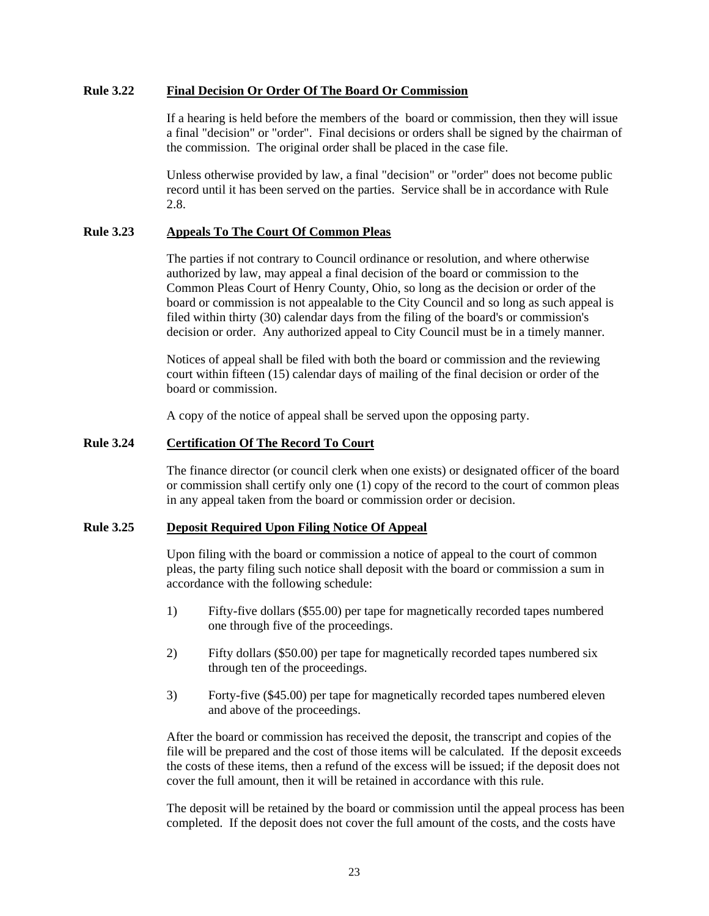**Rule 3.22 Final Decision Or Order Of The Board Or Commission**

If a hearing is held before the members of the board or commission, then they will issue a final "decision" or "order". Final decisions or orders shall be signed by the chairman of the commission. The original order shall be placed in the case file.

Unless otherwise provided by law, a final "decision" or "order" does not become public record until it has been served on the parties. Service shall be in accordance with Rule 2.8.

**Rule 3.23 Appeals To The Court Of Common Pleas**

The parties if not contrary to Council ordinance or resolution, and where otherwise authorized by law, may appeal a final decision of the board or commission to the Common Pleas Court of Henry County, Ohio, so long as the decision or order of the board or commission is not appealable to the City Council and so long as such appeal is filed within thirty (30) calendar days from the filing of the board's or commission's decision or order. Any authorized appeal to City Council must be in a timely manner.

Notices of appeal shall be filed with both the board or commission and the reviewing court within fifteen (15) calendar days of mailing of the final decision or order of the board or commission.

A copy of the notice of appeal shall be served upon the opposing party.

**Rule 3.24 Certification Of The Record To Court**

The finance director (or council clerk when one exists) or designated officer of the board or commission shall certify only one (1) copy of the record to the court of common pleas in any appeal taken from the board or commission order or decision.

**Rule 3.25 Deposit Required Upon Filing Notice Of Appeal**

Upon filing with the board or commission a notice of appeal to the court of common pleas, the party filing such notice shall deposit with the board or commission a sum in accordance with the following schedule:

1) Fifty-five dollars ($55.00) per tape for magnetically recorded tapes numbered one through five of the proceedings.

2) Fifty dollars ($50.00) per tape for magnetically recorded tapes numbered six through ten of the proceedings.

3) Forty-five ($45.00) per tape for magnetically recorded tapes numbered eleven and above of the proceedings.

After the board or commission has received the deposit, the transcript and copies of the file will be prepared and the cost of those items will be calculated. If the deposit exceeds the costs of these items, then a refund of the excess will be issued; if the deposit does not cover the full amount, then it will be retained in accordance with this rule.

The deposit will be retained by the board or commission until the appeal process has been completed. If the deposit does not cover the full amount of the costs, and the costs have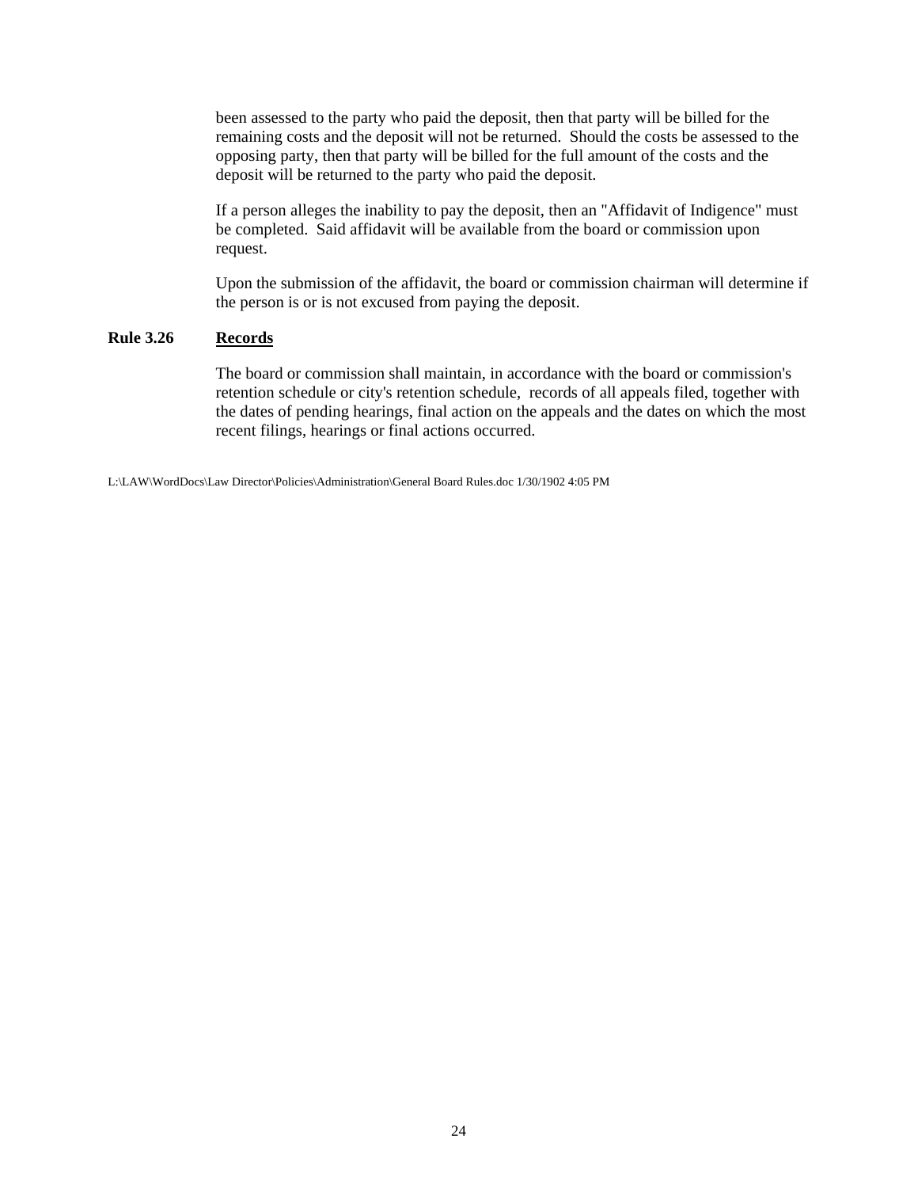been assessed to the party who paid the deposit, then that party will be billed for the remaining costs and the deposit will not be returned. Should the costs be assessed to the opposing party, then that party will be billed for the full amount of the costs and the deposit will be returned to the party who paid the deposit.

If a person alleges the inability to pay the deposit, then an "Affidavit of Indigence" must be completed. Said affidavit will be available from the board or commission upon request.

Upon the submission of the affidavit, the board or commission chairman will determine if the person is or is not excused from paying the deposit.

**Rule 3.26** **<u>Records</u>**

The board or commission shall maintain, in accordance with the board or commission's retention schedule or city's retention schedule, records of all appeals filed, together with the dates of pending hearings, final action on the appeals and the dates on which the most recent filings, hearings or final actions occurred.

L:\LAW\WordDocs\Law Director\Policies\Administration\General Board Rules.doc 1/30/1902 4:05 PM